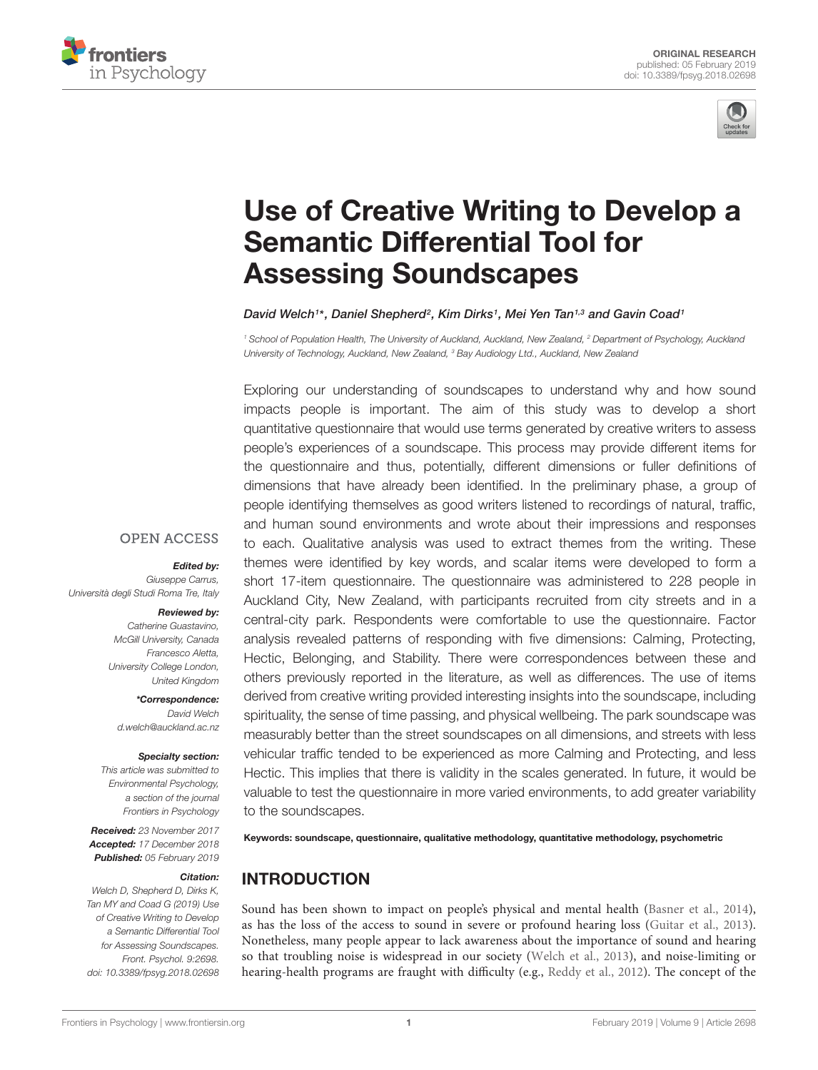ORIGINAL RESEARCH
published: 05 February 2019
doi: 10.3389/fpsyg.2018.02698

# Use of Creative Writing to Develop a Semantic Differential Tool for Assessing Soundscapes

*David Welch[1]\*, Daniel Shepherd[2], Kim Dirks[1], Mei Yen Tan[1,3] and Gavin Coad[1]*

*[1] School of Population Health, The University of Auckland, Auckland, New Zealand, [2] Department of Psychology, Auckland University of Technology, Auckland, New Zealand, [3] Bay Audiology Ltd., Auckland, New Zealand*

Exploring our understanding of soundscapes to understand why and how sound impacts people is important. The aim of this study was to develop a short quantitative questionnaire that would use terms generated by creative writers to assess people's experiences of a soundscape. This process may provide different items for the questionnaire and thus, potentially, different dimensions or fuller definitions of dimensions that have already been identified. In the preliminary phase, a group of people identifying themselves as good writers listened to recordings of natural, traffic, and human sound environments and wrote about their impressions and responses to each. Qualitative analysis was used to extract themes from the writing. These themes were identified by key words, and scalar items were developed to form a short 17-item questionnaire. The questionnaire was administered to 228 people in Auckland City, New Zealand, with participants recruited from city streets and in a central-city park. Respondents were comfortable to use the questionnaire. Factor analysis revealed patterns of responding with five dimensions: Calming, Protecting, Hectic, Belonging, and Stability. There were correspondences between these and others previously reported in the literature, as well as differences. The use of items derived from creative writing provided interesting insights into the soundscape, including spirituality, the sense of time passing, and physical wellbeing. The park soundscape was measurably better than the street soundscapes on all dimensions, and streets with less vehicular traffic tended to be experienced as more Calming and Protecting, and less Hectic. This implies that there is validity in the scales generated. In future, it would be valuable to test the questionnaire in more varied environments, to add greater variability to the soundscapes.

**Keywords: soundscape, questionnaire, qualitative methodology, quantitative methodology, psychometric**

OPEN ACCESS

***Edited by:***
*Giuseppe Carrus, Università degli Studi Roma Tre, Italy*

***Reviewed by:***
*Catherine Guastavino, McGill University, Canada*
*Francesco Aletta, University College London, United Kingdom*

***\*Correspondence:***
*David Welch*
*d.welch@auckland.ac.nz*

***Specialty section:***
*This article was submitted to Environmental Psychology, a section of the journal Frontiers in Psychology*

***Received:*** *23 November 2017*
***Accepted:*** *17 December 2018*
***Published:*** *05 February 2019*

***Citation:***
*Welch D, Shepherd D, Dirks K, Tan MY and Coad G (2019) Use of Creative Writing to Develop a Semantic Differential Tool for Assessing Soundscapes. Front. Psychol. 9:2698. doi: 10.3389/fpsyg.2018.02698*

## INTRODUCTION

Sound has been shown to impact on people's physical and mental health (Basner et al., 2014), as has the loss of the access to sound in severe or profound hearing loss (Guitar et al., 2013). Nonetheless, many people appear to lack awareness about the importance of sound and hearing so that troubling noise is widespread in our society (Welch et al., 2013), and noise-limiting or hearing-health programs are fraught with difficulty (e.g., Reddy et al., 2012). The concept of the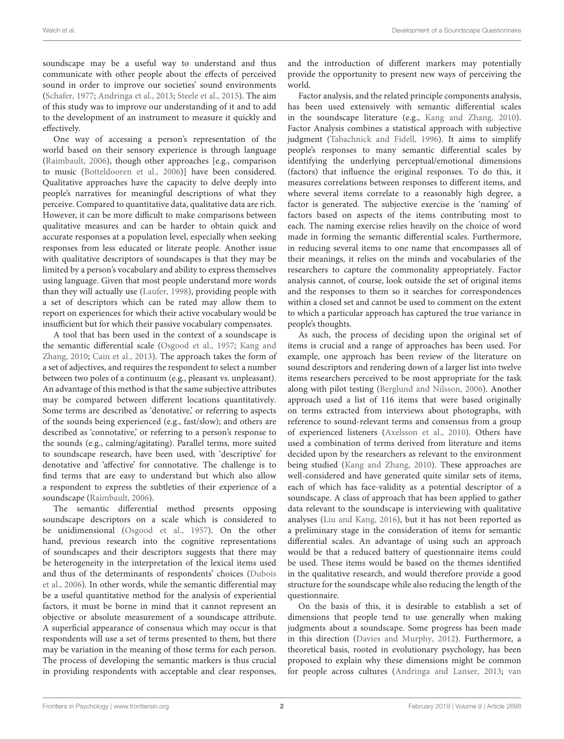soundscape may be a useful way to understand and thus communicate with other people about the effects of perceived sound in order to improve our societies' sound environments (Schafer, 1977; Andringa et al., 2013; Steele et al., 2015). The aim of this study was to improve our understanding of it and to add to the development of an instrument to measure it quickly and effectively.

One way of accessing a person's representation of the world based on their sensory experience is through language (Raimbault, 2006), though other approaches [e.g., comparison to music (Botteldooren et al., 2006)] have been considered. Qualitative approaches have the capacity to delve deeply into people's narratives for meaningful descriptions of what they perceive. Compared to quantitative data, qualitative data are rich. However, it can be more difficult to make comparisons between qualitative measures and can be harder to obtain quick and accurate responses at a population level, especially when seeking responses from less educated or literate people. Another issue with qualitative descriptors of soundscapes is that they may be limited by a person's vocabulary and ability to express themselves using language. Given that most people understand more words than they will actually use (Laufer, 1998), providing people with a set of descriptors which can be rated may allow them to report on experiences for which their active vocabulary would be insufficient but for which their passive vocabulary compensates.

A tool that has been used in the context of a soundscape is the semantic differential scale (Osgood et al., 1957; Kang and Zhang, 2010; Cain et al., 2013). The approach takes the form of a set of adjectives, and requires the respondent to select a number between two poles of a continuum (e.g., pleasant vs. unpleasant). An advantage of this method is that the same subjective attributes may be compared between different locations quantitatively. Some terms are described as 'denotative,' or referring to aspects of the sounds being experienced (e.g., fast/slow); and others are described as 'connotative,' or referring to a person's response to the sounds (e.g., calming/agitating). Parallel terms, more suited to soundscape research, have been used, with 'descriptive' for denotative and 'affective' for connotative. The challenge is to find terms that are easy to understand but which also allow a respondent to express the subtleties of their experience of a soundscape (Raimbault, 2006).

The semantic differential method presents opposing soundscape descriptors on a scale which is considered to be unidimensional (Osgood et al., 1957). On the other hand, previous research into the cognitive representations of soundscapes and their descriptors suggests that there may be heterogeneity in the interpretation of the lexical items used and thus of the determinants of respondents' choices (Dubois et al., 2006). In other words, while the semantic differential may be a useful quantitative method for the analysis of experiential factors, it must be borne in mind that it cannot represent an objective or absolute measurement of a soundscape attribute. A superficial appearance of consensus which may occur is that respondents will use a set of terms presented to them, but there may be variation in the meaning of those terms for each person. The process of developing the semantic markers is thus crucial in providing respondents with acceptable and clear responses, and the introduction of different markers may potentially provide the opportunity to present new ways of perceiving the world.

Factor analysis, and the related principle components analysis, has been used extensively with semantic differential scales in the soundscape literature (e.g., Kang and Zhang, 2010). Factor Analysis combines a statistical approach with subjective judgment (Tabachnick and Fidell, 1996). It aims to simplify people's responses to many semantic differential scales by identifying the underlying perceptual/emotional dimensions (factors) that influence the original responses. To do this, it measures correlations between responses to different items, and where several items correlate to a reasonably high degree, a factor is generated. The subjective exercise is the 'naming' of factors based on aspects of the items contributing most to each. The naming exercise relies heavily on the choice of word made in forming the semantic differential scales. Furthermore, in reducing several items to one name that encompasses all of their meanings, it relies on the minds and vocabularies of the researchers to capture the commonality appropriately. Factor analysis cannot, of course, look outside the set of original items and the responses to them so it searches for correspondences within a closed set and cannot be used to comment on the extent to which a particular approach has captured the true variance in people's thoughts.

As such, the process of deciding upon the original set of items is crucial and a range of approaches has been used. For example, one approach has been review of the literature on sound descriptors and rendering down of a larger list into twelve items researchers perceived to be most appropriate for the task along with pilot testing (Berglund and Nilsson, 2006). Another approach used a list of 116 items that were based originally on terms extracted from interviews about photographs, with reference to sound-relevant terms and consensus from a group of experienced listeners (Axelsson et al., 2010). Others have used a combination of terms derived from literature and items decided upon by the researchers as relevant to the environment being studied (Kang and Zhang, 2010). These approaches are well-considered and have generated quite similar sets of items, each of which has face-validity as a potential descriptor of a soundscape. A class of approach that has been applied to gather data relevant to the soundscape is interviewing with qualitative analyses (Liu and Kang, 2016), but it has not been reported as a preliminary stage in the consideration of items for semantic differential scales. An advantage of using such an approach would be that a reduced battery of questionnaire items could be used. These items would be based on the themes identified in the qualitative research, and would therefore provide a good structure for the soundscape while also reducing the length of the questionnaire.

On the basis of this, it is desirable to establish a set of dimensions that people tend to use generally when making judgments about a soundscape. Some progress has been made in this direction (Davies and Murphy, 2012). Furthermore, a theoretical basis, rooted in evolutionary psychology, has been proposed to explain why these dimensions might be common for people across cultures (Andringa and Lanser, 2013; van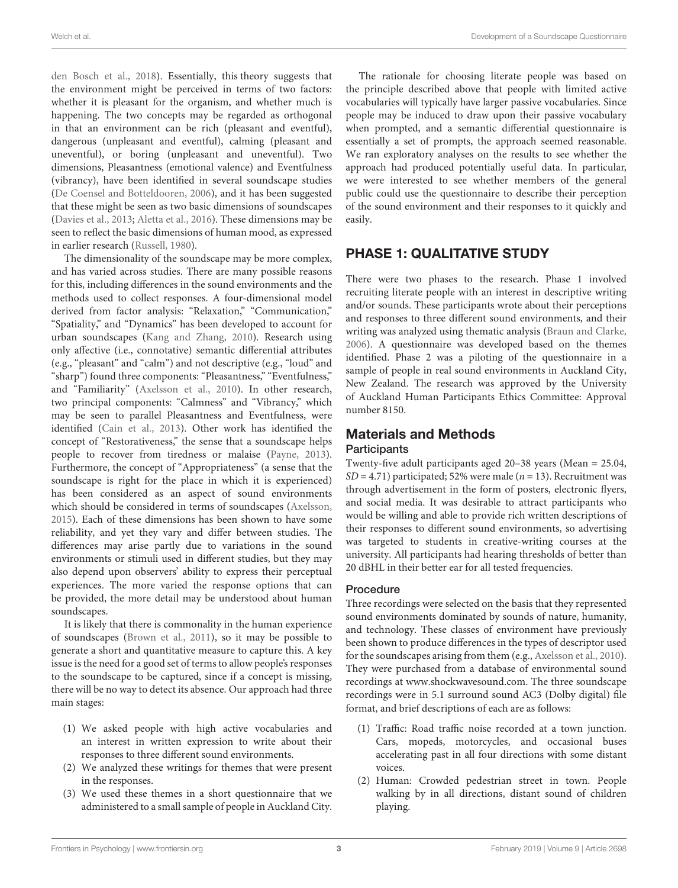den Bosch et al., 2018). Essentially, this theory suggests that the environment might be perceived in terms of two factors: whether it is pleasant for the organism, and whether much is happening. The two concepts may be regarded as orthogonal in that an environment can be rich (pleasant and eventful), dangerous (unpleasant and eventful), calming (pleasant and uneventful), or boring (unpleasant and uneventful). Two dimensions, Pleasantness (emotional valence) and Eventfulness (vibrancy), have been identified in several soundscape studies (De Coensel and Botteldooren, 2006), and it has been suggested that these might be seen as two basic dimensions of soundscapes (Davies et al., 2013; Aletta et al., 2016). These dimensions may be seen to reflect the basic dimensions of human mood, as expressed in earlier research (Russell, 1980).

The dimensionality of the soundscape may be more complex, and has varied across studies. There are many possible reasons for this, including differences in the sound environments and the methods used to collect responses. A four-dimensional model derived from factor analysis: "Relaxation," "Communication," "Spatiality," and "Dynamics" has been developed to account for urban soundscapes (Kang and Zhang, 2010). Research using only affective (i.e., connotative) semantic differential attributes (e.g., "pleasant" and "calm") and not descriptive (e.g., "loud" and "sharp") found three components: "Pleasantness," "Eventfulness," and "Familiarity" (Axelsson et al., 2010). In other research, two principal components: "Calmness" and "Vibrancy," which may be seen to parallel Pleasantness and Eventfulness, were identified (Cain et al., 2013). Other work has identified the concept of "Restorativeness," the sense that a soundscape helps people to recover from tiredness or malaise (Payne, 2013). Furthermore, the concept of "Appropriateness" (a sense that the soundscape is right for the place in which it is experienced) has been considered as an aspect of sound environments which should be considered in terms of soundscapes (Axelsson, 2015). Each of these dimensions has been shown to have some reliability, and yet they vary and differ between studies. The differences may arise partly due to variations in the sound environments or stimuli used in different studies, but they may also depend upon observers' ability to express their perceptual experiences. The more varied the response options that can be provided, the more detail may be understood about human soundscapes.

It is likely that there is commonality in the human experience of soundscapes (Brown et al., 2011), so it may be possible to generate a short and quantitative measure to capture this. A key issue is the need for a good set of terms to allow people's responses to the soundscape to be captured, since if a concept is missing, there will be no way to detect its absence. Our approach had three main stages:

(1) We asked people with high active vocabularies and an interest in written expression to write about their responses to three different sound environments.
(2) We analyzed these writings for themes that were present in the responses.
(3) We used these themes in a short questionnaire that we administered to a small sample of people in Auckland City.

The rationale for choosing literate people was based on the principle described above that people with limited active vocabularies will typically have larger passive vocabularies. Since people may be induced to draw upon their passive vocabulary when prompted, and a semantic differential questionnaire is essentially a set of prompts, the approach seemed reasonable. We ran exploratory analyses on the results to see whether the approach had produced potentially useful data. In particular, we were interested to see whether members of the general public could use the questionnaire to describe their perception of the sound environment and their responses to it quickly and easily.

## PHASE 1: QUALITATIVE STUDY

There were two phases to the research. Phase 1 involved recruiting literate people with an interest in descriptive writing and/or sounds. These participants wrote about their perceptions and responses to three different sound environments, and their writing was analyzed using thematic analysis (Braun and Clarke, 2006). A questionnaire was developed based on the themes identified. Phase 2 was a piloting of the questionnaire in a sample of people in real sound environments in Auckland City, New Zealand. The research was approved by the University of Auckland Human Participants Ethics Committee: Approval number 8150.

### Materials and Methods

#### Participants

Twenty-five adult participants aged 20–38 years (Mean = 25.04, *SD* = 4.71) participated; 52% were male (*n* = 13). Recruitment was through advertisement in the form of posters, electronic flyers, and social media. It was desirable to attract participants who would be willing and able to provide rich written descriptions of their responses to different sound environments, so advertising was targeted to students in creative-writing courses at the university. All participants had hearing thresholds of better than 20 dBHL in their better ear for all tested frequencies.

#### Procedure

Three recordings were selected on the basis that they represented sound environments dominated by sounds of nature, humanity, and technology. These classes of environment have previously been shown to produce differences in the types of descriptor used for the soundscapes arising from them (e.g., Axelsson et al., 2010). They were purchased from a database of environmental sound recordings at www.shockwavesound.com. The three soundscape recordings were in 5.1 surround sound AC3 (Dolby digital) file format, and brief descriptions of each are as follows:

(1) Traffic: Road traffic noise recorded at a town junction. Cars, mopeds, motorcycles, and occasional buses accelerating past in all four directions with some distant voices.
(2) Human: Crowded pedestrian street in town. People walking by in all directions, distant sound of children playing.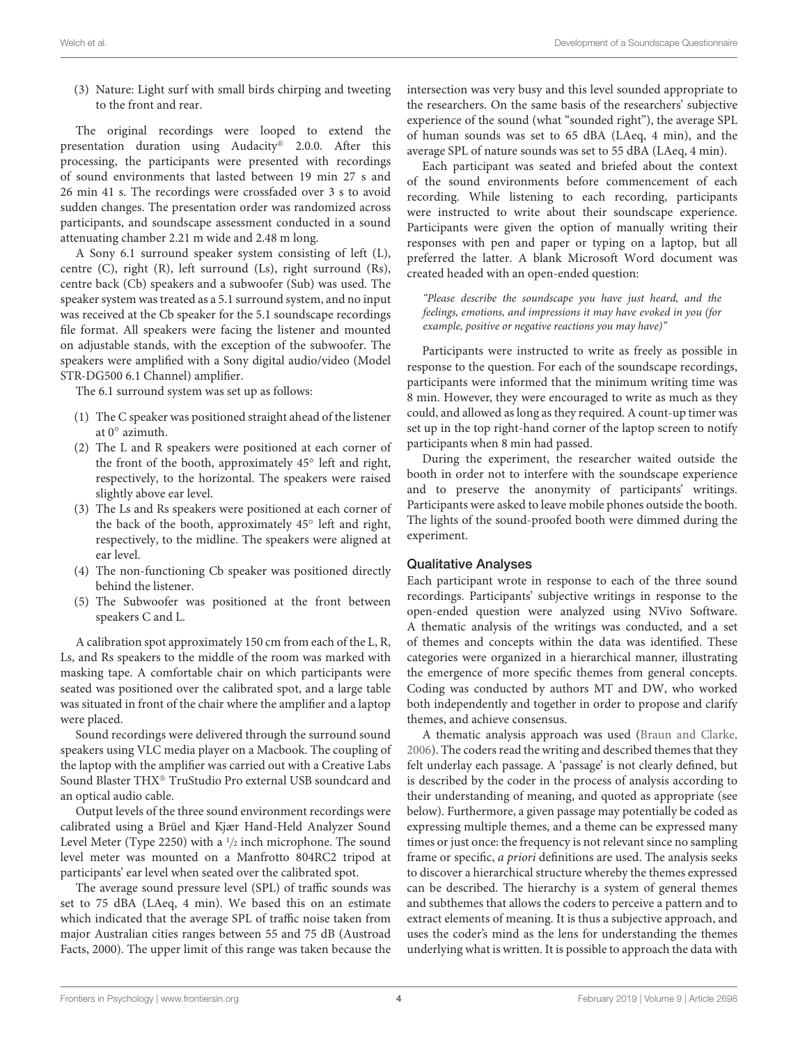(3) Nature: Light surf with small birds chirping and tweeting to the front and rear.

The original recordings were looped to extend the presentation duration using Audacity® 2.0.0. After this processing, the participants were presented with recordings of sound environments that lasted between 19 min 27 s and 26 min 41 s. The recordings were crossfaded over 3 s to avoid sudden changes. The presentation order was randomized across participants, and soundscape assessment conducted in a sound attenuating chamber 2.21 m wide and 2.48 m long.

A Sony 6.1 surround speaker system consisting of left (L), centre (C), right (R), left surround (Ls), right surround (Rs), centre back (Cb) speakers and a subwoofer (Sub) was used. The speaker system was treated as a 5.1 surround system, and no input was received at the Cb speaker for the 5.1 soundscape recordings file format. All speakers were facing the listener and mounted on adjustable stands, with the exception of the subwoofer. The speakers were amplified with a Sony digital audio/video (Model STR-DG500 6.1 Channel) amplifier.

The 6.1 surround system was set up as follows:

(1) The C speaker was positioned straight ahead of the listener at 0° azimuth.
(2) The L and R speakers were positioned at each corner of the front of the booth, approximately 45° left and right, respectively, to the horizontal. The speakers were raised slightly above ear level.
(3) The Ls and Rs speakers were positioned at each corner of the back of the booth, approximately 45° left and right, respectively, to the midline. The speakers were aligned at ear level.
(4) The non-functioning Cb speaker was positioned directly behind the listener.
(5) The Subwoofer was positioned at the front between speakers C and L.

A calibration spot approximately 150 cm from each of the L, R, Ls, and Rs speakers to the middle of the room was marked with masking tape. A comfortable chair on which participants were seated was positioned over the calibrated spot, and a large table was situated in front of the chair where the amplifier and a laptop were placed.

Sound recordings were delivered through the surround sound speakers using VLC media player on a Macbook. The coupling of the laptop with the amplifier was carried out with a Creative Labs Sound Blaster THX® TruStudio Pro external USB soundcard and an optical audio cable.

Output levels of the three sound environment recordings were calibrated using a Brüel and Kjær Hand-Held Analyzer Sound Level Meter (Type 2250) with a $^1/_2$ inch microphone. The sound level meter was mounted on a Manfrotto 804RC2 tripod at participants' ear level when seated over the calibrated spot.

The average sound pressure level (SPL) of traffic sounds was set to 75 dBA (LAeq, 4 min). We based this on an estimate which indicated that the average SPL of traffic noise taken from major Australian cities ranges between 55 and 75 dB (Austroad Facts, 2000). The upper limit of this range was taken because the intersection was very busy and this level sounded appropriate to the researchers. On the same basis of the researchers' subjective experience of the sound (what "sounded right"), the average SPL of human sounds was set to 65 dBA (LAeq, 4 min), and the average SPL of nature sounds was set to 55 dBA (LAeq, 4 min).

Each participant was seated and briefed about the context of the sound environments before commencement of each recording. While listening to each recording, participants were instructed to write about their soundscape experience. Participants were given the option of manually writing their responses with pen and paper or typing on a laptop, but all preferred the latter. A blank Microsoft Word document was created headed with an open-ended question:

*"Please describe the soundscape you have just heard, and the feelings, emotions, and impressions it may have evoked in you (for example, positive or negative reactions you may have)"*

Participants were instructed to write as freely as possible in response to the question. For each of the soundscape recordings, participants were informed that the minimum writing time was 8 min. However, they were encouraged to write as much as they could, and allowed as long as they required. A count-up timer was set up in the top right-hand corner of the laptop screen to notify participants when 8 min had passed.

During the experiment, the researcher waited outside the booth in order not to interfere with the soundscape experience and to preserve the anonymity of participants' writings. Participants were asked to leave mobile phones outside the booth. The lights of the sound-proofed booth were dimmed during the experiment.

### Qualitative Analyses

Each participant wrote in response to each of the three sound recordings. Participants' subjective writings in response to the open-ended question were analyzed using NVivo Software. A thematic analysis of the writings was conducted, and a set of themes and concepts within the data was identified. These categories were organized in a hierarchical manner, illustrating the emergence of more specific themes from general concepts. Coding was conducted by authors MT and DW, who worked both independently and together in order to propose and clarify themes, and achieve consensus.

A thematic analysis approach was used (Braun and Clarke, 2006). The coders read the writing and described themes that they felt underlay each passage. A 'passage' is not clearly defined, but is described by the coder in the process of analysis according to their understanding of meaning, and quoted as appropriate (see below). Furthermore, a given passage may potentially be coded as expressing multiple themes, and a theme can be expressed many times or just once: the frequency is not relevant since no sampling frame or specific, *a priori* definitions are used. The analysis seeks to discover a hierarchical structure whereby the themes expressed can be described. The hierarchy is a system of general themes and subthemes that allows the coders to perceive a pattern and to extract elements of meaning. It is thus a subjective approach, and uses the coder's mind as the lens for understanding the themes underlying what is written. It is possible to approach the data with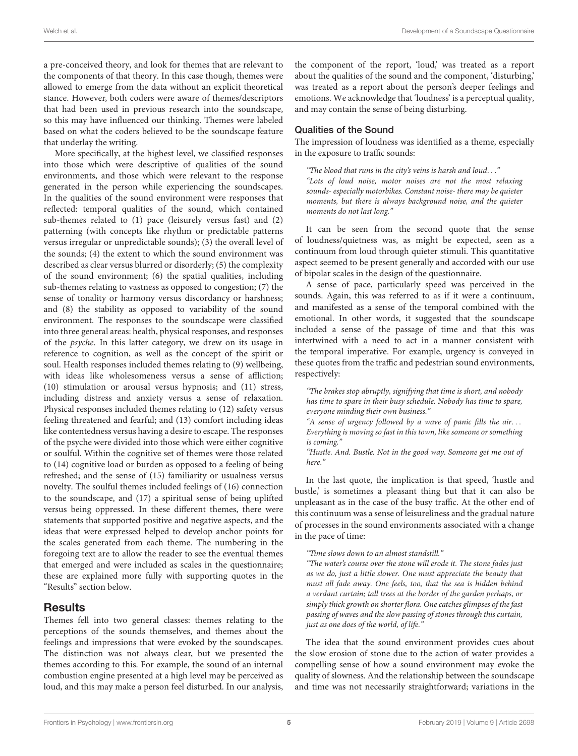a pre-conceived theory, and look for themes that are relevant to the components of that theory. In this case though, themes were allowed to emerge from the data without an explicit theoretical stance. However, both coders were aware of themes/descriptors that had been used in previous research into the soundscape, so this may have influenced our thinking. Themes were labeled based on what the coders believed to be the soundscape feature that underlay the writing.

More specifically, at the highest level, we classified responses into those which were descriptive of qualities of the sound environments, and those which were relevant to the response generated in the person while experiencing the soundscapes. In the qualities of the sound environment were responses that reflected: temporal qualities of the sound, which contained sub-themes related to (1) pace (leisurely versus fast) and (2) patterning (with concepts like rhythm or predictable patterns versus irregular or unpredictable sounds); (3) the overall level of the sounds; (4) the extent to which the sound environment was described as clear versus blurred or disorderly; (5) the complexity of the sound environment; (6) the spatial qualities, including sub-themes relating to vastness as opposed to congestion; (7) the sense of tonality or harmony versus discordancy or harshness; and (8) the stability as opposed to variability of the sound environment. The responses to the soundscape were classified into three general areas: health, physical responses, and responses of the *psyche*. In this latter category, we drew on its usage in reference to cognition, as well as the concept of the spirit or soul. Health responses included themes relating to (9) wellbeing, with ideas like wholesomeness versus a sense of affliction; (10) stimulation or arousal versus hypnosis; and (11) stress, including distress and anxiety versus a sense of relaxation. Physical responses included themes relating to (12) safety versus feeling threatened and fearful; and (13) comfort including ideas like contentedness versus having a desire to escape. The responses of the psyche were divided into those which were either cognitive or soulful. Within the cognitive set of themes were those related to (14) cognitive load or burden as opposed to a feeling of being refreshed; and the sense of (15) familiarity or usualness versus novelty. The soulful themes included feelings of (16) connection to the soundscape, and (17) a spiritual sense of being uplifted versus being oppressed. In these different themes, there were statements that supported positive and negative aspects, and the ideas that were expressed helped to develop anchor points for the scales generated from each theme. The numbering in the foregoing text are to allow the reader to see the eventual themes that emerged and were included as scales in the questionnaire; these are explained more fully with supporting quotes in the "Results" section below.

## Results

Themes fell into two general classes: themes relating to the perceptions of the sounds themselves, and themes about the feelings and impressions that were evoked by the soundscapes. The distinction was not always clear, but we presented the themes according to this. For example, the sound of an internal combustion engine presented at a high level may be perceived as loud, and this may make a person feel disturbed. In our analysis, the component of the report, 'loud,' was treated as a report about the qualities of the sound and the component, 'disturbing,' was treated as a report about the person's deeper feelings and emotions. We acknowledge that 'loudness' is a perceptual quality, and may contain the sense of being disturbing.

### Qualities of the Sound

The impression of loudness was identified as a theme, especially in the exposure to traffic sounds:

*"The blood that runs in the city's veins is harsh and loud…"*
*"Lots of loud noise, motor noises are not the most relaxing sounds- especially motorbikes. Constant noise- there may be quieter moments, but there is always background noise, and the quieter moments do not last long."*

It can be seen from the second quote that the sense of loudness/quietness was, as might be expected, seen as a continuum from loud through quieter stimuli. This quantitative aspect seemed to be present generally and accorded with our use of bipolar scales in the design of the questionnaire.

A sense of pace, particularly speed was perceived in the sounds. Again, this was referred to as if it were a continuum, and manifested as a sense of the temporal combined with the emotional. In other words, it suggested that the soundscape included a sense of the passage of time and that this was intertwined with a need to act in a manner consistent with the temporal imperative. For example, urgency is conveyed in these quotes from the traffic and pedestrian sound environments, respectively:

*"The brakes stop abruptly, signifying that time is short, and nobody has time to spare in their busy schedule. Nobody has time to spare, everyone minding their own business."*
*"A sense of urgency followed by a wave of panic fills the air… Everything is moving so fast in this town, like someone or something is coming."*
*"Hustle. And. Bustle. Not in the good way. Someone get me out of here."*

In the last quote, the implication is that speed, 'hustle and bustle,' is sometimes a pleasant thing but that it can also be unpleasant as in the case of the busy traffic. At the other end of this continuum was a sense of leisureliness and the gradual nature of processes in the sound environments associated with a change in the pace of time:

*"Time slows down to an almost standstill."*
*"The water's course over the stone will erode it. The stone fades just as we do, just a little slower. One must appreciate the beauty that must all fade away. One feels, too, that the sea is hidden behind a verdant curtain; tall trees at the border of the garden perhaps, or simply thick growth on shorter flora. One catches glimpses of the fast passing of waves and the slow passing of stones through this curtain, just as one does of the world, of life."*

The idea that the sound environment provides cues about the slow erosion of stone due to the action of water provides a compelling sense of how a sound environment may evoke the quality of slowness. And the relationship between the soundscape and time was not necessarily straightforward; variations in the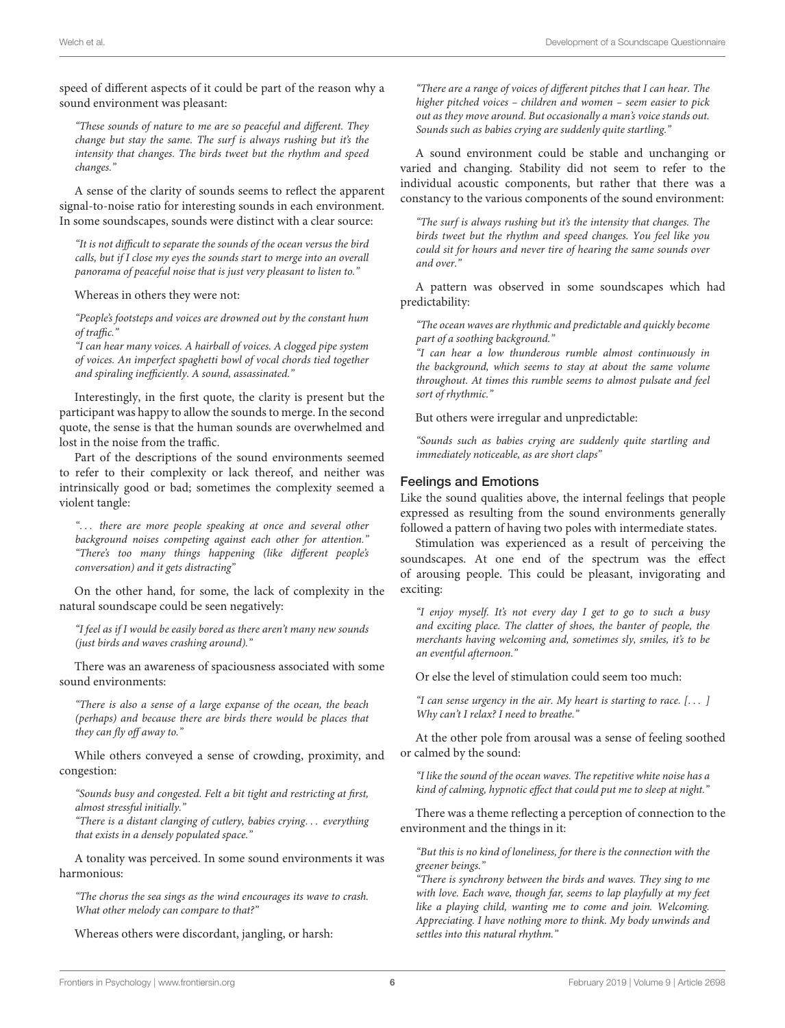speed of different aspects of it could be part of the reason why a sound environment was pleasant:

> *"These sounds of nature to me are so peaceful and different. They change but stay the same. The surf is always rushing but it's the intensity that changes. The birds tweet but the rhythm and speed changes."*

A sense of the clarity of sounds seems to reflect the apparent signal-to-noise ratio for interesting sounds in each environment. In some soundscapes, sounds were distinct with a clear source:

> *"It is not difficult to separate the sounds of the ocean versus the bird calls, but if I close my eyes the sounds start to merge into an overall panorama of peaceful noise that is just very pleasant to listen to."*

Whereas in others they were not:

> *"People's footsteps and voices are drowned out by the constant hum of traffic."*
>
> *"I can hear many voices. A hairball of voices. A clogged pipe system of voices. An imperfect spaghetti bowl of vocal chords tied together and spiraling inefficiently. A sound, assassinated."*

Interestingly, in the first quote, the clarity is present but the participant was happy to allow the sounds to merge. In the second quote, the sense is that the human sounds are overwhelmed and lost in the noise from the traffic.

Part of the descriptions of the sound environments seemed to refer to their complexity or lack thereof, and neither was intrinsically good or bad; sometimes the complexity seemed a violent tangle:

> *"... there are more people speaking at once and several other background noises competing against each other for attention."*
>
> *"There's too many things happening (like different people's conversation) and it gets distracting"*

On the other hand, for some, the lack of complexity in the natural soundscape could be seen negatively:

> *"I feel as if I would be easily bored as there aren't many new sounds (just birds and waves crashing around)."*

There was an awareness of spaciousness associated with some sound environments:

> *"There is also a sense of a large expanse of the ocean, the beach (perhaps) and because there are birds there would be places that they can fly off away to."*

While others conveyed a sense of crowding, proximity, and congestion:

> *"Sounds busy and congested. Felt a bit tight and restricting at first, almost stressful initially."*
>
> *"There is a distant clanging of cutlery, babies crying... everything that exists in a densely populated space."*

A tonality was perceived. In some sound environments it was harmonious:

> *"The chorus the sea sings as the wind encourages its wave to crash. What other melody can compare to that?"*

Whereas others were discordant, jangling, or harsh:

> *"There are a range of voices of different pitches that I can hear. The higher pitched voices – children and women – seem easier to pick out as they move around. But occasionally a man's voice stands out. Sounds such as babies crying are suddenly quite startling."*

A sound environment could be stable and unchanging or varied and changing. Stability did not seem to refer to the individual acoustic components, but rather that there was a constancy to the various components of the sound environment:

> *"The surf is always rushing but it's the intensity that changes. The birds tweet but the rhythm and speed changes. You feel like you could sit for hours and never tire of hearing the same sounds over and over."*

A pattern was observed in some soundscapes which had predictability:

> *"The ocean waves are rhythmic and predictable and quickly become part of a soothing background."*
>
> *"I can hear a low thunderous rumble almost continuously in the background, which seems to stay at about the same volume throughout. At times this rumble seems to almost pulsate and feel sort of rhythmic."*

But others were irregular and unpredictable:

> *"Sounds such as babies crying are suddenly quite startling and immediately noticeable, as are short claps"*

### Feelings and Emotions

Like the sound qualities above, the internal feelings that people expressed as resulting from the sound environments generally followed a pattern of having two poles with intermediate states.

Stimulation was experienced as a result of perceiving the soundscapes. At one end of the spectrum was the effect of arousing people. This could be pleasant, invigorating and exciting:

> *"I enjoy myself. It's not every day I get to go to such a busy and exciting place. The clatter of shoes, the banter of people, the merchants having welcoming and, sometimes sly, smiles, it's to be an eventful afternoon."*

Or else the level of stimulation could seem too much:

> *"I can sense urgency in the air. My heart is starting to race. [...] Why can't I relax? I need to breathe."*

At the other pole from arousal was a sense of feeling soothed or calmed by the sound:

> *"I like the sound of the ocean waves. The repetitive white noise has a kind of calming, hypnotic effect that could put me to sleep at night."*

There was a theme reflecting a perception of connection to the environment and the things in it:

> *"But this is no kind of loneliness, for there is the connection with the greener beings."*
>
> *"There is synchrony between the birds and waves. They sing to me with love. Each wave, though far, seems to lap playfully at my feet like a playing child, wanting me to come and join. Welcoming. Appreciating. I have nothing more to think. My body unwinds and settles into this natural rhythm."*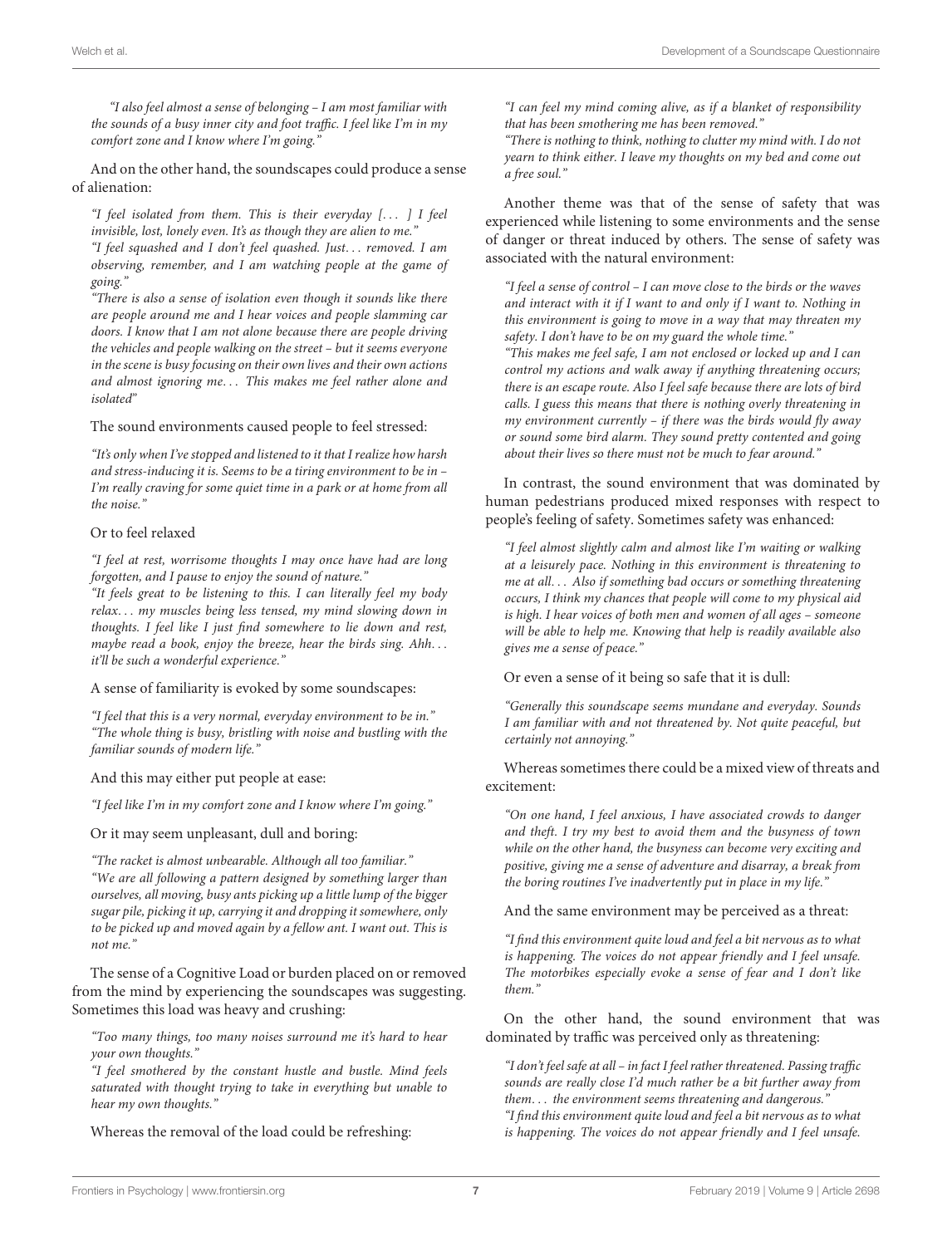> *"I also feel almost a sense of belonging – I am most familiar with the sounds of a busy inner city and foot traffic. I feel like I'm in my comfort zone and I know where I'm going."*

And on the other hand, the soundscapes could produce a sense of alienation:

> *"I feel isolated from them. This is their everyday [. . . ] I feel invisible, lost, lonely even. It's as though they are alien to me."*
>
> *"I feel squashed and I don't feel quashed. Just. . . removed. I am observing, remember, and I am watching people at the game of going."*
>
> *"There is also a sense of isolation even though it sounds like there are people around me and I hear voices and people slamming car doors. I know that I am not alone because there are people driving the vehicles and people walking on the street – but it seems everyone in the scene is busy focusing on their own lives and their own actions and almost ignoring me. . . This makes me feel rather alone and isolated"*

The sound environments caused people to feel stressed:

> *"It's only when I've stopped and listened to it that I realize how harsh and stress-inducing it is. Seems to be a tiring environment to be in – I'm really craving for some quiet time in a park or at home from all the noise."*

Or to feel relaxed

> *"I feel at rest, worrisome thoughts I may once have had are long forgotten, and I pause to enjoy the sound of nature."*
>
> *"It feels great to be listening to this. I can literally feel my body relax. . . my muscles being less tensed, my mind slowing down in thoughts. I feel like I just find somewhere to lie down and rest, maybe read a book, enjoy the breeze, hear the birds sing. Ahh. . . it'll be such a wonderful experience."*

A sense of familiarity is evoked by some soundscapes:

> *"I feel that this is a very normal, everyday environment to be in."*
>
> *"The whole thing is busy, bristling with noise and bustling with the familiar sounds of modern life."*

And this may either put people at ease:

> *"I feel like I'm in my comfort zone and I know where I'm going."*

Or it may seem unpleasant, dull and boring:

> *"The racket is almost unbearable. Although all too familiar."*
>
> *"We are all following a pattern designed by something larger than ourselves, all moving, busy ants picking up a little lump of the bigger sugar pile, picking it up, carrying it and dropping it somewhere, only to be picked up and moved again by a fellow ant. I want out. This is not me."*

The sense of a Cognitive Load or burden placed on or removed from the mind by experiencing the soundscapes was suggesting. Sometimes this load was heavy and crushing:

> *"Too many things, too many noises surround me it's hard to hear your own thoughts."*
>
> *"I feel smothered by the constant hustle and bustle. Mind feels saturated with thought trying to take in everything but unable to hear my own thoughts."*

Whereas the removal of the load could be refreshing:

> *"I can feel my mind coming alive, as if a blanket of responsibility that has been smothering me has been removed."*
>
> *"There is nothing to think, nothing to clutter my mind with. I do not yearn to think either. I leave my thoughts on my bed and come out a free soul."*

Another theme was that of the sense of safety that was experienced while listening to some environments and the sense of danger or threat induced by others. The sense of safety was associated with the natural environment:

> *"I feel a sense of control – I can move close to the birds or the waves and interact with it if I want to and only if I want to. Nothing in this environment is going to move in a way that may threaten my safety. I don't have to be on my guard the whole time."*
>
> *"This makes me feel safe, I am not enclosed or locked up and I can control my actions and walk away if anything threatening occurs; there is an escape route. Also I feel safe because there are lots of bird calls. I guess this means that there is nothing overly threatening in my environment currently – if there was the birds would fly away or sound some bird alarm. They sound pretty contented and going about their lives so there must not be much to fear around."*

In contrast, the sound environment that was dominated by human pedestrians produced mixed responses with respect to people's feeling of safety. Sometimes safety was enhanced:

> *"I feel almost slightly calm and almost like I'm waiting or walking at a leisurely pace. Nothing in this environment is threatening to me at all. . . Also if something bad occurs or something threatening occurs, I think my chances that people will come to my physical aid is high. I hear voices of both men and women of all ages – someone will be able to help me. Knowing that help is readily available also gives me a sense of peace."*

Or even a sense of it being so safe that it is dull:

> *"Generally this soundscape seems mundane and everyday. Sounds I am familiar with and not threatened by. Not quite peaceful, but certainly not annoying."*

Whereas sometimes there could be a mixed view of threats and excitement:

> *"On one hand, I feel anxious, I have associated crowds to danger and theft. I try my best to avoid them and the busyness of town while on the other hand, the busyness can become very exciting and positive, giving me a sense of adventure and disarray, a break from the boring routines I've inadvertently put in place in my life."*

And the same environment may be perceived as a threat:

> *"I find this environment quite loud and feel a bit nervous as to what is happening. The voices do not appear friendly and I feel unsafe. The motorbikes especially evoke a sense of fear and I don't like them."*

On the other hand, the sound environment that was dominated by traffic was perceived only as threatening:

> *"I don't feel safe at all – in fact I feel rather threatened. Passing traffic sounds are really close I'd much rather be a bit further away from them. . . the environment seems threatening and dangerous."*
>
> *"I find this environment quite loud and feel a bit nervous as to what is happening. The voices do not appear friendly and I feel unsafe.*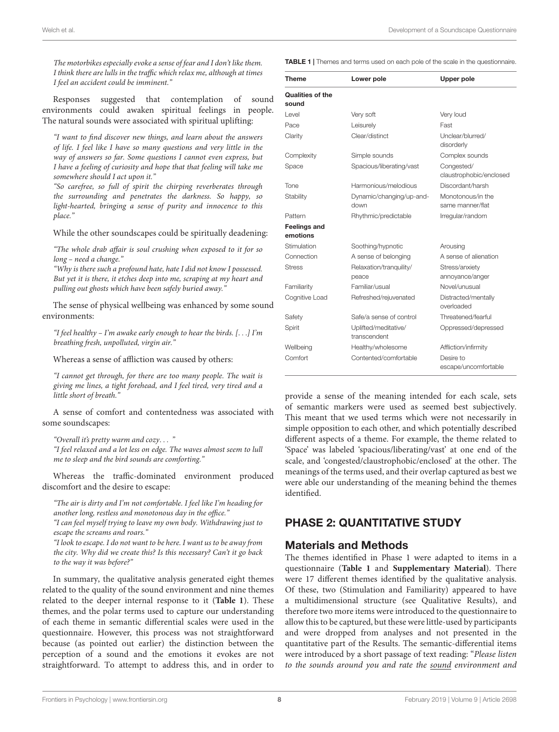*"The motorbikes especially evoke a sense of fear and I don't like them. I think there are lulls in the traffic which relax me, although at times I feel an accident could be imminent."*

Responses suggested that contemplation of sound environments could awaken spiritual feelings in people. The natural sounds were associated with spiritual uplifting:

*"I want to find discover new things, and learn about the answers of life. I feel like I have so many questions and very little in the way of answers so far. Some questions I cannot even express, but I have a feeling of curiosity and hope that that feeling will take me somewhere should I act upon it."*

*"So carefree, so full of spirit the chirping reverberates through the surrounding and penetrates the darkness. So happy, so light-hearted, bringing a sense of purity and innocence to this place."*

While the other soundscapes could be spiritually deadening:

*"The whole drab affair is soul crushing when exposed to it for so long – need a change."*

*"Why is there such a profound hate, hate I did not know I possessed. But yet it is there, it etches deep into me, scraping at my heart and pulling out ghosts which have been safely buried away."*

The sense of physical wellbeing was enhanced by some sound environments:

*"I feel healthy – I'm awake early enough to hear the birds. [...] I'm breathing fresh, unpolluted, virgin air."*

Whereas a sense of affliction was caused by others:

*"I cannot get through, for there are too many people. The wait is giving me lines, a tight forehead, and I feel tired, very tired and a little short of breath."*

A sense of comfort and contentedness was associated with some soundscapes:

*"Overall it's pretty warm and cozy... "*

*"I feel relaxed and a lot less on edge. The waves almost seem to lull me to sleep and the bird sounds are comforting."*

Whereas the traffic-dominated environment produced discomfort and the desire to escape:

*"The air is dirty and I'm not comfortable. I feel like I'm heading for another long, restless and monotonous day in the office."*

*"I can feel myself trying to leave my own body. Withdrawing just to escape the screams and roars."*

*"I look to escape. I do not want to be here. I want us to be away from the city. Why did we create this? Is this necessary? Can't it go back to the way it was before?"*

In summary, the qualitative analysis generated eight themes related to the quality of the sound environment and nine themes related to the deeper internal response to it (**Table 1**). These themes, and the polar terms used to capture our understanding of each theme in semantic differential scales were used in the questionnaire. However, this process was not straightforward because (as pointed out earlier) the distinction between the perception of a sound and the emotions it evokes are not straightforward. To attempt to address this, and in order to provide a sense of the meaning intended for each scale, sets of semantic markers were used as seemed best subjectively. This meant that we used terms which were not necessarily in simple opposition to each other, and which potentially described different aspects of a theme. For example, the theme related to 'Space' was labeled 'spacious/liberating/vast' at one end of the scale, and 'congested/claustrophobic/enclosed' at the other. The meanings of the terms used, and their overlap captured as best we were able our understanding of the meaning behind the themes identified.

**TABLE 1** | Themes and terms used on each pole of the scale in the questionnaire.

| Theme | Lower pole | Upper pole |
|---|---|---|
| **Qualities of the sound** | | |
| Level | Very soft | Very loud |
| Pace | Leisurely | Fast |
| Clarity | Clear/distinct | Unclear/blurred/disorderly |
| Complexity | Simple sounds | Complex sounds |
| Space | Spacious/liberating/vast | Congested/claustrophobic/enclosed |
| Tone | Harmonious/melodious | Discordant/harsh |
| Stability | Dynamic/changing/up-and-down | Monotonous/in the same manner/flat |
| Pattern | Rhythmic/predictable | Irregular/random |
| **Feelings and emotions** | | |
| Stimulation | Soothing/hypnotic | Arousing |
| Connection | A sense of belonging | A sense of alienation |
| Stress | Relaxation/tranquility/peace | Stress/anxiety annoyance/anger |
| Familiarity | Familiar/usual | Novel/unusual |
| Cognitive Load | Refreshed/rejuvenated | Distracted/mentally overloaded |
| Safety | Safe/a sense of control | Threatened/fearful |
| Spirit | Uplifted/meditative/transcendent | Oppressed/depressed |
| Wellbeing | Healthy/wholesome | Affliction/infirmity |
| Comfort | Contented/comfortable | Desire to escape/uncomfortable |

## PHASE 2: QUANTITATIVE STUDY

### Materials and Methods

The themes identified in Phase 1 were adapted to items in a questionnaire (**Table 1** and **Supplementary Material**). There were 17 different themes identified by the qualitative analysis. Of these, two (Stimulation and Familiarity) appeared to have a multidimensional structure (see Qualitative Results), and therefore two more items were introduced to the questionnaire to allow this to be captured, but these were little-used by participants and were dropped from analyses and not presented in the quantitative part of the Results. The semantic-differential items were introduced by a short passage of text reading: "*Please listen to the sounds around you and rate the sound environment and*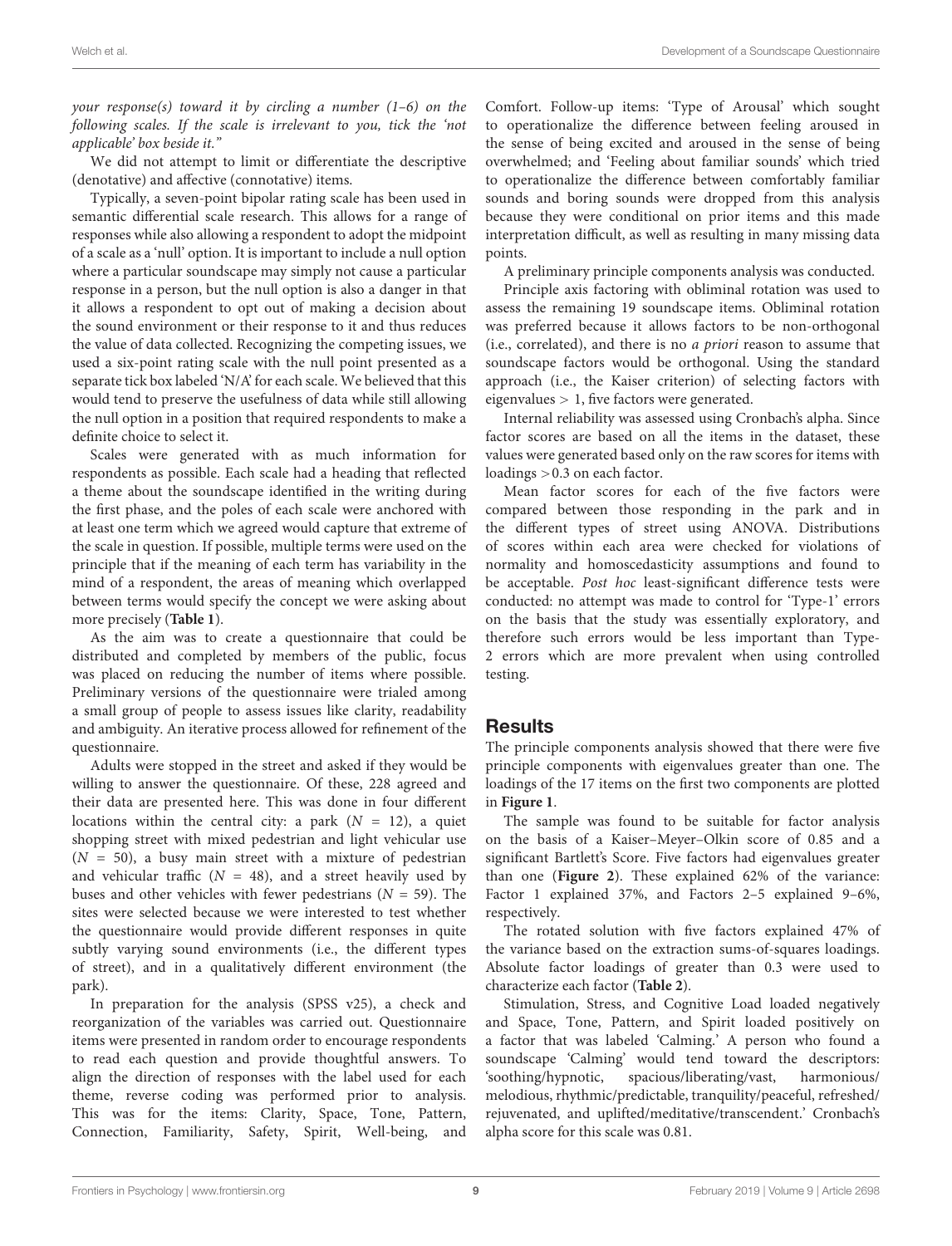*your response(s) toward it by circling a number (1–6) on the following scales. If the scale is irrelevant to you, tick the 'not applicable' box beside it."*

We did not attempt to limit or differentiate the descriptive (denotative) and affective (connotative) items.

Typically, a seven-point bipolar rating scale has been used in semantic differential scale research. This allows for a range of responses while also allowing a respondent to adopt the midpoint of a scale as a 'null' option. It is important to include a null option where a particular soundscape may simply not cause a particular response in a person, but the null option is also a danger in that it allows a respondent to opt out of making a decision about the sound environment or their response to it and thus reduces the value of data collected. Recognizing the competing issues, we used a six-point rating scale with the null point presented as a separate tick box labeled 'N/A' for each scale. We believed that this would tend to preserve the usefulness of data while still allowing the null option in a position that required respondents to make a definite choice to select it.

Scales were generated with as much information for respondents as possible. Each scale had a heading that reflected a theme about the soundscape identified in the writing during the first phase, and the poles of each scale were anchored with at least one term which we agreed would capture that extreme of the scale in question. If possible, multiple terms were used on the principle that if the meaning of each term has variability in the mind of a respondent, the areas of meaning which overlapped between terms would specify the concept we were asking about more precisely (**Table 1**).

As the aim was to create a questionnaire that could be distributed and completed by members of the public, focus was placed on reducing the number of items where possible. Preliminary versions of the questionnaire were trialed among a small group of people to assess issues like clarity, readability and ambiguity. An iterative process allowed for refinement of the questionnaire.

Adults were stopped in the street and asked if they would be willing to answer the questionnaire. Of these, 228 agreed and their data are presented here. This was done in four different locations within the central city: a park ($N$ = 12), a quiet shopping street with mixed pedestrian and light vehicular use ($N$ = 50), a busy main street with a mixture of pedestrian and vehicular traffic ($N$ = 48), and a street heavily used by buses and other vehicles with fewer pedestrians ($N$ = 59). The sites were selected because we were interested to test whether the questionnaire would provide different responses in quite subtly varying sound environments (i.e., the different types of street), and in a qualitatively different environment (the park).

In preparation for the analysis (SPSS v25), a check and reorganization of the variables was carried out. Questionnaire items were presented in random order to encourage respondents to read each question and provide thoughtful answers. To align the direction of responses with the label used for each theme, reverse coding was performed prior to analysis. This was for the items: Clarity, Space, Tone, Pattern, Connection, Familiarity, Safety, Spirit, Well-being, and Comfort. Follow-up items: 'Type of Arousal' which sought to operationalize the difference between feeling aroused in the sense of being excited and aroused in the sense of being overwhelmed; and 'Feeling about familiar sounds' which tried to operationalize the difference between comfortably familiar sounds and boring sounds were dropped from this analysis because they were conditional on prior items and this made interpretation difficult, as well as resulting in many missing data points.

A preliminary principle components analysis was conducted.

Principle axis factoring with obliminal rotation was used to assess the remaining 19 soundscape items. Obliminal rotation was preferred because it allows factors to be non-orthogonal (i.e., correlated), and there is no *a priori* reason to assume that soundscape factors would be orthogonal. Using the standard approach (i.e., the Kaiser criterion) of selecting factors with eigenvalues > 1, five factors were generated.

Internal reliability was assessed using Cronbach's alpha. Since factor scores are based on all the items in the dataset, these values were generated based only on the raw scores for items with loadings >0.3 on each factor.

Mean factor scores for each of the five factors were compared between those responding in the park and in the different types of street using ANOVA. Distributions of scores within each area were checked for violations of normality and homoscedasticity assumptions and found to be acceptable. *Post hoc* least-significant difference tests were conducted: no attempt was made to control for 'Type-1' errors on the basis that the study was essentially exploratory, and therefore such errors would be less important than Type-2 errors which are more prevalent when using controlled testing.

## Results

The principle components analysis showed that there were five principle components with eigenvalues greater than one. The loadings of the 17 items on the first two components are plotted in **Figure 1**.

The sample was found to be suitable for factor analysis on the basis of a Kaiser–Meyer–Olkin score of 0.85 and a significant Bartlett's Score. Five factors had eigenvalues greater than one (**Figure 2**). These explained 62% of the variance: Factor 1 explained 37%, and Factors 2–5 explained 9–6%, respectively.

The rotated solution with five factors explained 47% of the variance based on the extraction sums-of-squares loadings. Absolute factor loadings of greater than 0.3 were used to characterize each factor (**Table 2**).

Stimulation, Stress, and Cognitive Load loaded negatively and Space, Tone, Pattern, and Spirit loaded positively on a factor that was labeled 'Calming.' A person who found a soundscape 'Calming' would tend toward the descriptors: 'soothing/hypnotic, spacious/liberating/vast, harmonious/melodious, rhythmic/predictable, tranquility/peaceful, refreshed/rejuvenated, and uplifted/meditative/transcendent.' Cronbach's alpha score for this scale was 0.81.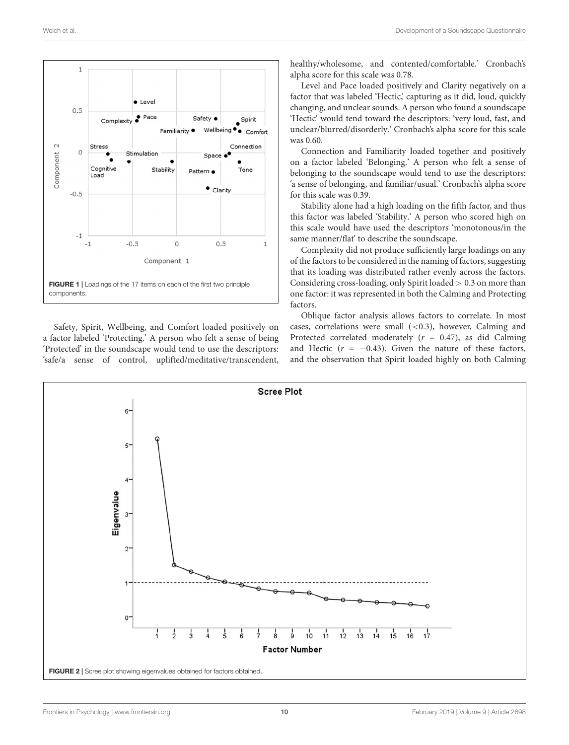FIGURE 1 | Loadings of the 17 items on each of the first two principle components.

Safety, Spirit, Wellbeing, and Comfort loaded positively on a factor labeled 'Protecting.' A person who felt a sense of being 'Protected' in the soundscape would tend to use the descriptors: 'safe/a sense of control, uplifted/meditative/transcendent, healthy/wholesome, and contented/comfortable.' Cronbach's alpha score for this scale was 0.78.

Level and Pace loaded positively and Clarity negatively on a factor that was labeled 'Hectic,' capturing as it did, loud, quickly changing, and unclear sounds. A person who found a soundscape 'Hectic' would tend toward the descriptors: 'very loud, fast, and unclear/blurred/disorderly.' Cronbach's alpha score for this scale was 0.60.

Connection and Familiarity loaded together and positively on a factor labeled 'Belonging.' A person who felt a sense of belonging to the soundscape would tend to use the descriptors: 'a sense of belonging, and familiar/usual.' Cronbach's alpha score for this scale was 0.39.

Stability alone had a high loading on the fifth factor, and thus this factor was labeled 'Stability.' A person who scored high on this scale would have used the descriptors 'monotonous/in the same manner/flat' to describe the soundscape.

Complexity did not produce sufficiently large loadings on any of the factors to be considered in the naming of factors, suggesting that its loading was distributed rather evenly across the factors. Considering cross-loading, only Spirit loaded > 0.3 on more than one factor: it was represented in both the Calming and Protecting factors.

Oblique factor analysis allows factors to correlate. In most cases, correlations were small (<0.3), however, Calming and Protected correlated moderately ($r$ = 0.47), as did Calming and Hectic ($r$ = −0.43). Given the nature of these factors, and the observation that Spirit loaded highly on both Calming

FIGURE 2 | Scree plot showing eigenvalues obtained for factors obtained.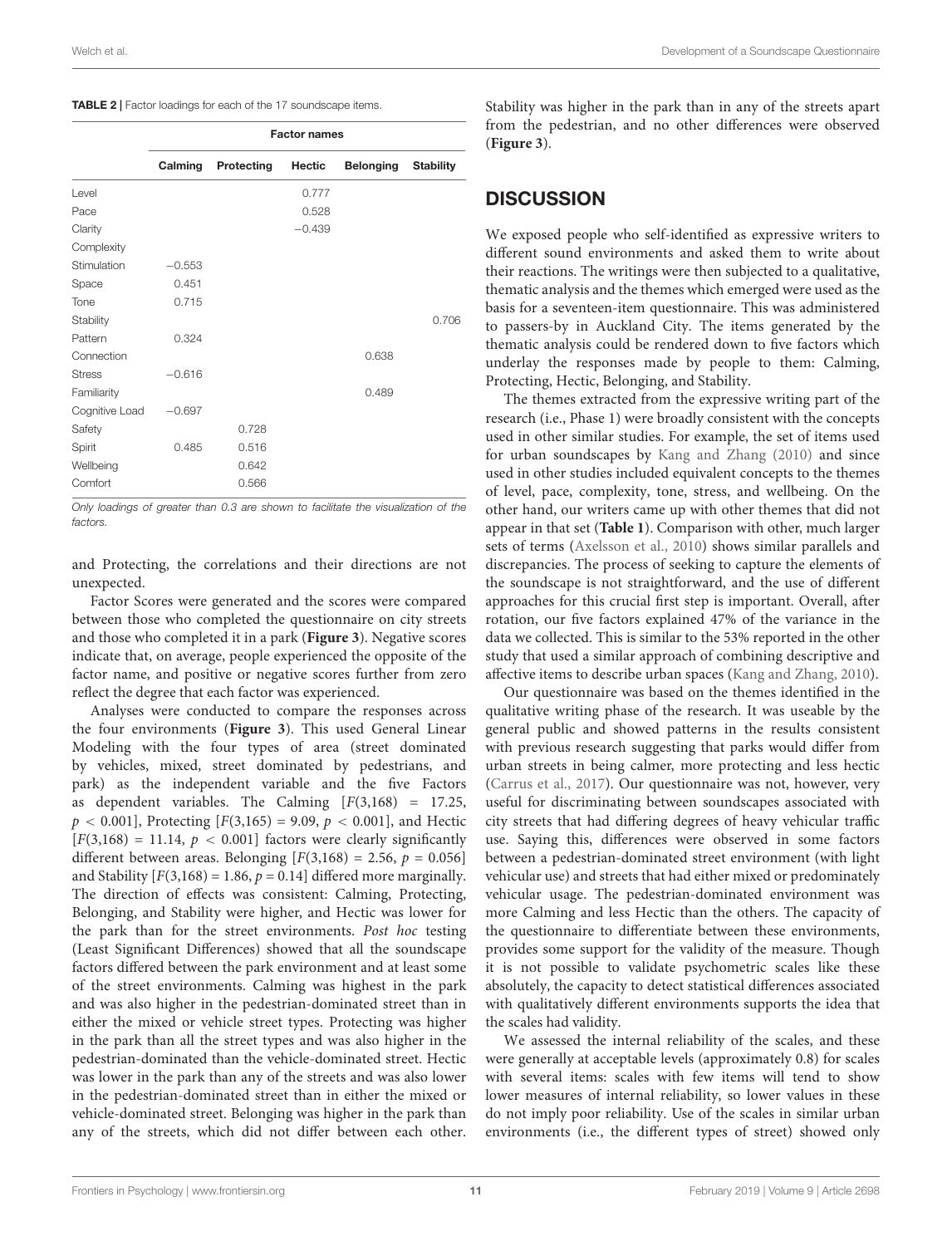**TABLE 2 |** Factor loadings for each of the 17 soundscape items.

| | Factor names | | | | |
|---|---|---|---|---|---|
| | **Calming** | **Protecting** | **Hectic** | **Belonging** | **Stability** |
| Level | | | 0.777 | | |
| Pace | | | 0.528 | | |
| Clarity | | | −0.439 | | |
| Complexity | | | | | |
| Stimulation | −0.553 | | | | |
| Space | 0.451 | | | | |
| Tone | 0.715 | | | | |
| Stability | | | | | 0.706 |
| Pattern | 0.324 | | | | |
| Connection | | | | 0.638 | |
| Stress | −0.616 | | | | |
| Familiarity | | | | 0.489 | |
| Cognitive Load | −0.697 | | | | |
| Safety | | 0.728 | | | |
| Spirit | 0.485 | 0.516 | | | |
| Wellbeing | | 0.642 | | | |
| Comfort | | 0.566 | | | |

*Only loadings of greater than 0.3 are shown to facilitate the visualization of the factors.*

and Protecting, the correlations and their directions are not unexpected.

Factor Scores were generated and the scores were compared between those who completed the questionnaire on city streets and those who completed it in a park (**Figure 3**). Negative scores indicate that, on average, people experienced the opposite of the factor name, and positive or negative scores further from zero reflect the degree that each factor was experienced.

Analyses were conducted to compare the responses across the four environments (**Figure 3**). This used General Linear Modeling with the four types of area (street dominated by vehicles, mixed, street dominated by pedestrians, and park) as the independent variable and the five Factors as dependent variables. The Calming [$F(3,168) = 17.25$, $p < 0.001$], Protecting [$F(3,165) = 9.09$, $p < 0.001$], and Hectic [$F(3,168) = 11.14$, $p < 0.001$] factors were clearly significantly different between areas. Belonging [$F(3,168) = 2.56$, $p = 0.056$] and Stability [$F(3,168) = 1.86$, $p = 0.14$] differed more marginally. The direction of effects was consistent: Calming, Protecting, Belonging, and Stability were higher, and Hectic was lower for the park than for the street environments. *Post hoc* testing (Least Significant Differences) showed that all the soundscape factors differed between the park environment and at least some of the street environments. Calming was highest in the park and was also higher in the pedestrian-dominated street than in either the mixed or vehicle street types. Protecting was higher in the park than all the street types and was also higher in the pedestrian-dominated than the vehicle-dominated street. Hectic was lower in the park than any of the streets and was also lower in the pedestrian-dominated street than in either the mixed or vehicle-dominated street. Belonging was higher in the park than any of the streets, which did not differ between each other. Stability was higher in the park than in any of the streets apart from the pedestrian, and no other differences were observed (**Figure 3**).

## DISCUSSION

We exposed people who self-identified as expressive writers to different sound environments and asked them to write about their reactions. The writings were then subjected to a qualitative, thematic analysis and the themes which emerged were used as the basis for a seventeen-item questionnaire. This was administered to passers-by in Auckland City. The items generated by the thematic analysis could be rendered down to five factors which underlay the responses made by people to them: Calming, Protecting, Hectic, Belonging, and Stability.

The themes extracted from the expressive writing part of the research (i.e., Phase 1) were broadly consistent with the concepts used in other similar studies. For example, the set of items used for urban soundscapes by Kang and Zhang (2010) and since used in other studies included equivalent concepts to the themes of level, pace, complexity, tone, stress, and wellbeing. On the other hand, our writers came up with other themes that did not appear in that set (**Table 1**). Comparison with other, much larger sets of terms (Axelsson et al., 2010) shows similar parallels and discrepancies. The process of seeking to capture the elements of the soundscape is not straightforward, and the use of different approaches for this crucial first step is important. Overall, after rotation, our five factors explained 47% of the variance in the data we collected. This is similar to the 53% reported in the other study that used a similar approach of combining descriptive and affective items to describe urban spaces (Kang and Zhang, 2010).

Our questionnaire was based on the themes identified in the qualitative writing phase of the research. It was useable by the general public and showed patterns in the results consistent with previous research suggesting that parks would differ from urban streets in being calmer, more protecting and less hectic (Carrus et al., 2017). Our questionnaire was not, however, very useful for discriminating between soundscapes associated with city streets that had differing degrees of heavy vehicular traffic use. Saying this, differences were observed in some factors between a pedestrian-dominated street environment (with light vehicular use) and streets that had either mixed or predominately vehicular usage. The pedestrian-dominated environment was more Calming and less Hectic than the others. The capacity of the questionnaire to differentiate between these environments, provides some support for the validity of the measure. Though it is not possible to validate psychometric scales like these absolutely, the capacity to detect statistical differences associated with qualitatively different environments supports the idea that the scales had validity.

We assessed the internal reliability of the scales, and these were generally at acceptable levels (approximately 0.8) for scales with several items: scales with few items will tend to show lower measures of internal reliability, so lower values in these do not imply poor reliability. Use of the scales in similar urban environments (i.e., the different types of street) showed only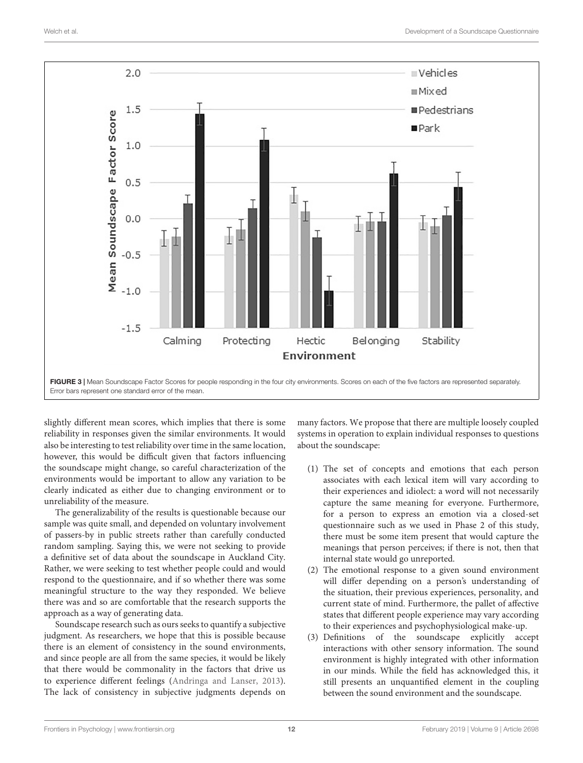FIGURE 3 | Mean Soundscape Factor Scores for people responding in the four city environments. Scores on each of the five factors are represented separately. Error bars represent one standard error of the mean.

slightly different mean scores, which implies that there is some reliability in responses given the similar environments. It would also be interesting to test reliability over time in the same location, however, this would be difficult given that factors influencing the soundscape might change, so careful characterization of the environments would be important to allow any variation to be clearly indicated as either due to changing environment or to unreliability of the measure.

The generalizability of the results is questionable because our sample was quite small, and depended on voluntary involvement of passers-by in public streets rather than carefully conducted random sampling. Saying this, we were not seeking to provide a definitive set of data about the soundscape in Auckland City. Rather, we were seeking to test whether people could and would respond to the questionnaire, and if so whether there was some meaningful structure to the way they responded. We believe there was and so are comfortable that the research supports the approach as a way of generating data.

Soundscape research such as ours seeks to quantify a subjective judgment. As researchers, we hope that this is possible because there is an element of consistency in the sound environments, and since people are all from the same species, it would be likely that there would be commonality in the factors that drive us to experience different feelings (Andringa and Lanser, 2013). The lack of consistency in subjective judgments depends on many factors. We propose that there are multiple loosely coupled systems in operation to explain individual responses to questions about the soundscape:

(1) The set of concepts and emotions that each person associates with each lexical item will vary according to their experiences and idiolect: a word will not necessarily capture the same meaning for everyone. Furthermore, for a person to express an emotion via a closed-set questionnaire such as we used in Phase 2 of this study, there must be some item present that would capture the meanings that person perceives; if there is not, then that internal state would go unreported.
(2) The emotional response to a given sound environment will differ depending on a person's understanding of the situation, their previous experiences, personality, and current state of mind. Furthermore, the pallet of affective states that different people experience may vary according to their experiences and psychophysiological make-up.
(3) Definitions of the soundscape explicitly accept interactions with other sensory information. The sound environment is highly integrated with other information in our minds. While the field has acknowledged this, it still presents an unquantified element in the coupling between the sound environment and the soundscape.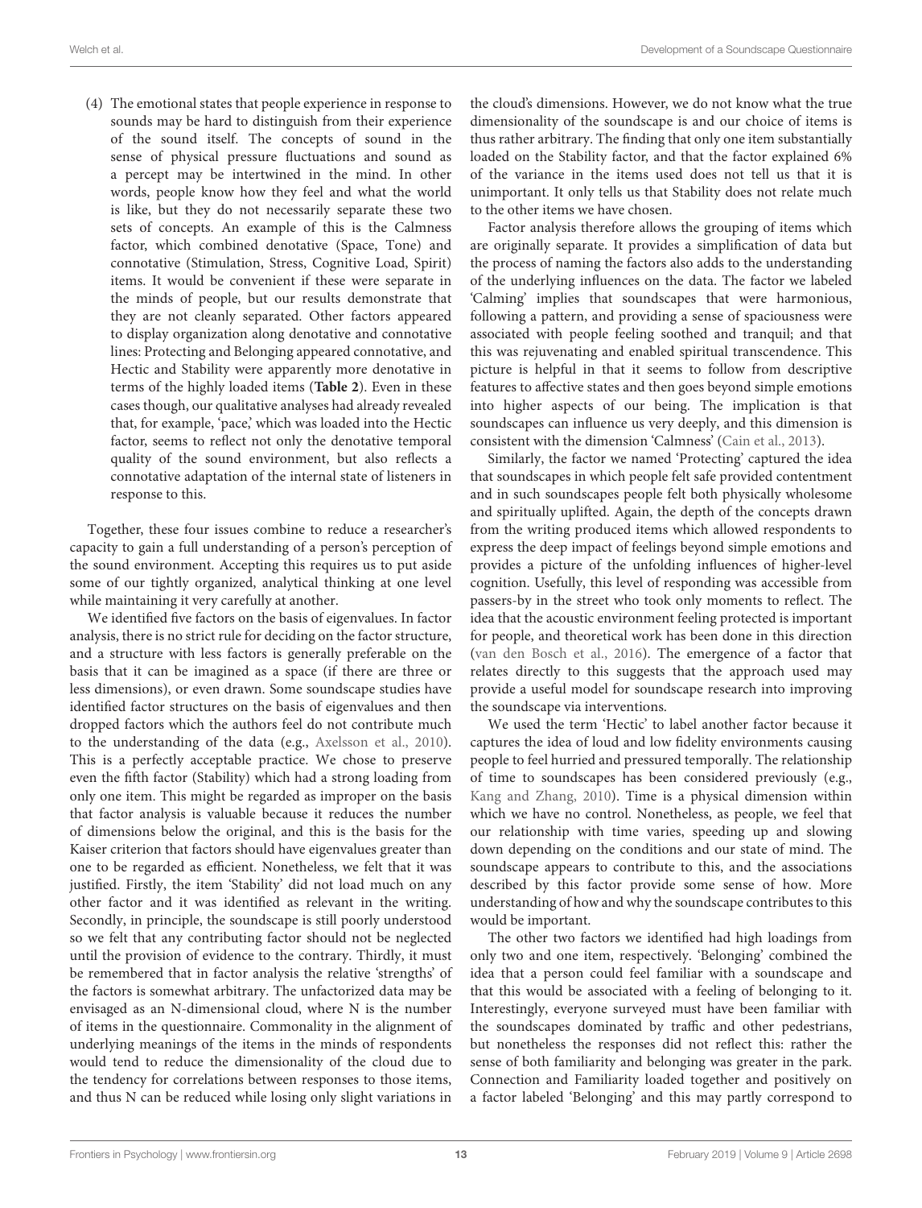(4) The emotional states that people experience in response to sounds may be hard to distinguish from their experience of the sound itself. The concepts of sound in the sense of physical pressure fluctuations and sound as a percept may be intertwined in the mind. In other words, people know how they feel and what the world is like, but they do not necessarily separate these two sets of concepts. An example of this is the Calmness factor, which combined denotative (Space, Tone) and connotative (Stimulation, Stress, Cognitive Load, Spirit) items. It would be convenient if these were separate in the minds of people, but our results demonstrate that they are not cleanly separated. Other factors appeared to display organization along denotative and connotative lines: Protecting and Belonging appeared connotative, and Hectic and Stability were apparently more denotative in terms of the highly loaded items (**Table 2**). Even in these cases though, our qualitative analyses had already revealed that, for example, 'pace,' which was loaded into the Hectic factor, seems to reflect not only the denotative temporal quality of the sound environment, but also reflects a connotative adaptation of the internal state of listeners in response to this.

Together, these four issues combine to reduce a researcher's capacity to gain a full understanding of a person's perception of the sound environment. Accepting this requires us to put aside some of our tightly organized, analytical thinking at one level while maintaining it very carefully at another.

We identified five factors on the basis of eigenvalues. In factor analysis, there is no strict rule for deciding on the factor structure, and a structure with less factors is generally preferable on the basis that it can be imagined as a space (if there are three or less dimensions), or even drawn. Some soundscape studies have identified factor structures on the basis of eigenvalues and then dropped factors which the authors feel do not contribute much to the understanding of the data (e.g., Axelsson et al., 2010). This is a perfectly acceptable practice. We chose to preserve even the fifth factor (Stability) which had a strong loading from only one item. This might be regarded as improper on the basis that factor analysis is valuable because it reduces the number of dimensions below the original, and this is the basis for the Kaiser criterion that factors should have eigenvalues greater than one to be regarded as efficient. Nonetheless, we felt that it was justified. Firstly, the item 'Stability' did not load much on any other factor and it was identified as relevant in the writing. Secondly, in principle, the soundscape is still poorly understood so we felt that any contributing factor should not be neglected until the provision of evidence to the contrary. Thirdly, it must be remembered that in factor analysis the relative 'strengths' of the factors is somewhat arbitrary. The unfactorized data may be envisaged as an N-dimensional cloud, where N is the number of items in the questionnaire. Commonality in the alignment of underlying meanings of the items in the minds of respondents would tend to reduce the dimensionality of the cloud due to the tendency for correlations between responses to those items, and thus N can be reduced while losing only slight variations in the cloud's dimensions. However, we do not know what the true dimensionality of the soundscape is and our choice of items is thus rather arbitrary. The finding that only one item substantially loaded on the Stability factor, and that the factor explained 6% of the variance in the items used does not tell us that it is unimportant. It only tells us that Stability does not relate much to the other items we have chosen.

Factor analysis therefore allows the grouping of items which are originally separate. It provides a simplification of data but the process of naming the factors also adds to the understanding of the underlying influences on the data. The factor we labeled 'Calming' implies that soundscapes that were harmonious, following a pattern, and providing a sense of spaciousness were associated with people feeling soothed and tranquil; and that this was rejuvenating and enabled spiritual transcendence. This picture is helpful in that it seems to follow from descriptive features to affective states and then goes beyond simple emotions into higher aspects of our being. The implication is that soundscapes can influence us very deeply, and this dimension is consistent with the dimension 'Calmness' (Cain et al., 2013).

Similarly, the factor we named 'Protecting' captured the idea that soundscapes in which people felt safe provided contentment and in such soundscapes people felt both physically wholesome and spiritually uplifted. Again, the depth of the concepts drawn from the writing produced items which allowed respondents to express the deep impact of feelings beyond simple emotions and provides a picture of the unfolding influences of higher-level cognition. Usefully, this level of responding was accessible from passers-by in the street who took only moments to reflect. The idea that the acoustic environment feeling protected is important for people, and theoretical work has been done in this direction (van den Bosch et al., 2016). The emergence of a factor that relates directly to this suggests that the approach used may provide a useful model for soundscape research into improving the soundscape via interventions.

We used the term 'Hectic' to label another factor because it captures the idea of loud and low fidelity environments causing people to feel hurried and pressured temporally. The relationship of time to soundscapes has been considered previously (e.g., Kang and Zhang, 2010). Time is a physical dimension within which we have no control. Nonetheless, as people, we feel that our relationship with time varies, speeding up and slowing down depending on the conditions and our state of mind. The soundscape appears to contribute to this, and the associations described by this factor provide some sense of how. More understanding of how and why the soundscape contributes to this would be important.

The other two factors we identified had high loadings from only two and one item, respectively. 'Belonging' combined the idea that a person could feel familiar with a soundscape and that this would be associated with a feeling of belonging to it. Interestingly, everyone surveyed must have been familiar with the soundscapes dominated by traffic and other pedestrians, but nonetheless the responses did not reflect this: rather the sense of both familiarity and belonging was greater in the park. Connection and Familiarity loaded together and positively on a factor labeled 'Belonging' and this may partly correspond to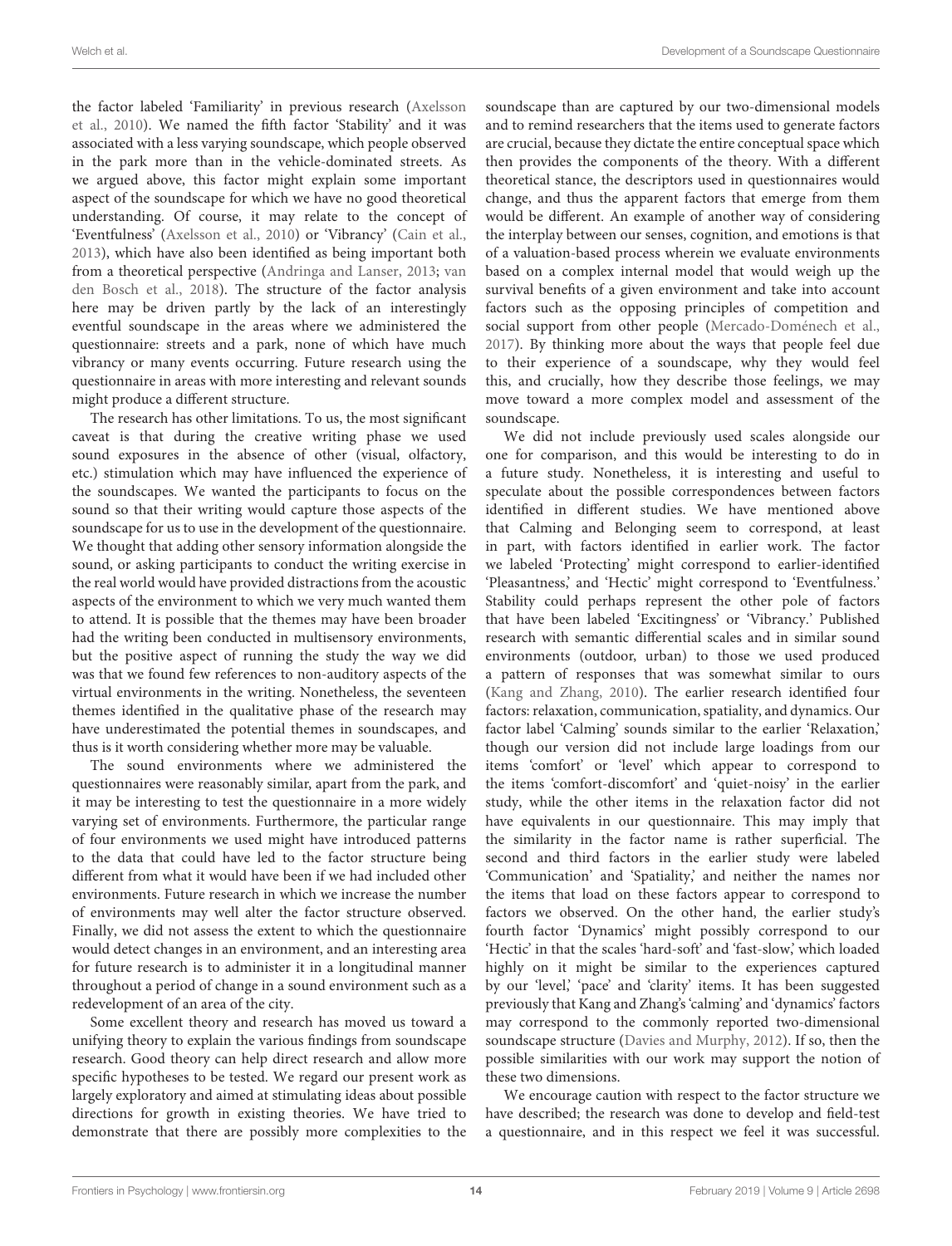the factor labeled 'Familiarity' in previous research (Axelsson et al., 2010). We named the fifth factor 'Stability' and it was associated with a less varying soundscape, which people observed in the park more than in the vehicle-dominated streets. As we argued above, this factor might explain some important aspect of the soundscape for which we have no good theoretical understanding. Of course, it may relate to the concept of 'Eventfulness' (Axelsson et al., 2010) or 'Vibrancy' (Cain et al., 2013), which have also been identified as being important both from a theoretical perspective (Andringa and Lanser, 2013; van den Bosch et al., 2018). The structure of the factor analysis here may be driven partly by the lack of an interestingly eventful soundscape in the areas where we administered the questionnaire: streets and a park, none of which have much vibrancy or many events occurring. Future research using the questionnaire in areas with more interesting and relevant sounds might produce a different structure.

The research has other limitations. To us, the most significant caveat is that during the creative writing phase we used sound exposures in the absence of other (visual, olfactory, etc.) stimulation which may have influenced the experience of the soundscapes. We wanted the participants to focus on the sound so that their writing would capture those aspects of the soundscape for us to use in the development of the questionnaire. We thought that adding other sensory information alongside the sound, or asking participants to conduct the writing exercise in the real world would have provided distractions from the acoustic aspects of the environment to which we very much wanted them to attend. It is possible that the themes may have been broader had the writing been conducted in multisensory environments, but the positive aspect of running the study the way we did was that we found few references to non-auditory aspects of the virtual environments in the writing. Nonetheless, the seventeen themes identified in the qualitative phase of the research may have underestimated the potential themes in soundscapes, and thus is it worth considering whether more may be valuable.

The sound environments where we administered the questionnaires were reasonably similar, apart from the park, and it may be interesting to test the questionnaire in a more widely varying set of environments. Furthermore, the particular range of four environments we used might have introduced patterns to the data that could have led to the factor structure being different from what it would have been if we had included other environments. Future research in which we increase the number of environments may well alter the factor structure observed. Finally, we did not assess the extent to which the questionnaire would detect changes in an environment, and an interesting area for future research is to administer it in a longitudinal manner throughout a period of change in a sound environment such as a redevelopment of an area of the city.

Some excellent theory and research has moved us toward a unifying theory to explain the various findings from soundscape research. Good theory can help direct research and allow more specific hypotheses to be tested. We regard our present work as largely exploratory and aimed at stimulating ideas about possible directions for growth in existing theories. We have tried to demonstrate that there are possibly more complexities to the soundscape than are captured by our two-dimensional models and to remind researchers that the items used to generate factors are crucial, because they dictate the entire conceptual space which then provides the components of the theory. With a different theoretical stance, the descriptors used in questionnaires would change, and thus the apparent factors that emerge from them would be different. An example of another way of considering the interplay between our senses, cognition, and emotions is that of a valuation-based process wherein we evaluate environments based on a complex internal model that would weigh up the survival benefits of a given environment and take into account factors such as the opposing principles of competition and social support from other people (Mercado-Doménech et al., 2017). By thinking more about the ways that people feel due to their experience of a soundscape, why they would feel this, and crucially, how they describe those feelings, we may move toward a more complex model and assessment of the soundscape.

We did not include previously used scales alongside our one for comparison, and this would be interesting to do in a future study. Nonetheless, it is interesting and useful to speculate about the possible correspondences between factors identified in different studies. We have mentioned above that Calming and Belonging seem to correspond, at least in part, with factors identified in earlier work. The factor we labeled 'Protecting' might correspond to earlier-identified 'Pleasantness,' and 'Hectic' might correspond to 'Eventfulness.' Stability could perhaps represent the other pole of factors that have been labeled 'Excitingness' or 'Vibrancy.' Published research with semantic differential scales and in similar sound environments (outdoor, urban) to those we used produced a pattern of responses that was somewhat similar to ours (Kang and Zhang, 2010). The earlier research identified four factors: relaxation, communication, spatiality, and dynamics. Our factor label 'Calming' sounds similar to the earlier 'Relaxation,' though our version did not include large loadings from our items 'comfort' or 'level' which appear to correspond to the items 'comfort-discomfort' and 'quiet-noisy' in the earlier study, while the other items in the relaxation factor did not have equivalents in our questionnaire. This may imply that the similarity in the factor name is rather superficial. The second and third factors in the earlier study were labeled 'Communication' and 'Spatiality,' and neither the names nor the items that load on these factors appear to correspond to factors we observed. On the other hand, the earlier study's fourth factor 'Dynamics' might possibly correspond to our 'Hectic' in that the scales 'hard-soft' and 'fast-slow,' which loaded highly on it might be similar to the experiences captured by our 'level,' 'pace' and 'clarity' items. It has been suggested previously that Kang and Zhang's 'calming' and 'dynamics' factors may correspond to the commonly reported two-dimensional soundscape structure (Davies and Murphy, 2012). If so, then the possible similarities with our work may support the notion of these two dimensions.

We encourage caution with respect to the factor structure we have described; the research was done to develop and field-test a questionnaire, and in this respect we feel it was successful.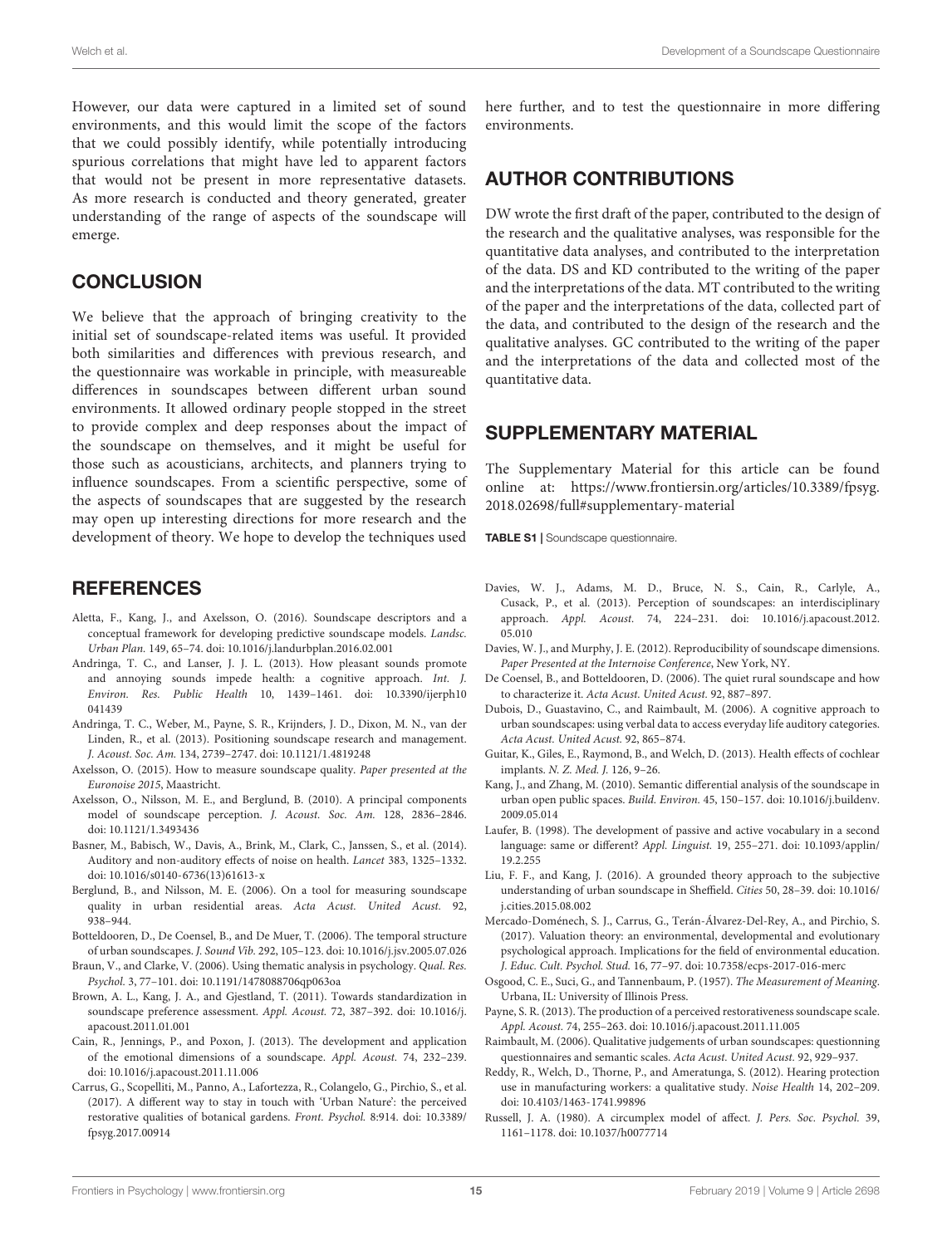However, our data were captured in a limited set of sound environments, and this would limit the scope of the factors that we could possibly identify, while potentially introducing spurious correlations that might have led to apparent factors that would not be present in more representative datasets. As more research is conducted and theory generated, greater understanding of the range of aspects of the soundscape will emerge.

## CONCLUSION

We believe that the approach of bringing creativity to the initial set of soundscape-related items was useful. It provided both similarities and differences with previous research, and the questionnaire was workable in principle, with measureable differences in soundscapes between different urban sound environments. It allowed ordinary people stopped in the street to provide complex and deep responses about the impact of the soundscape on themselves, and it might be useful for those such as acousticians, architects, and planners trying to influence soundscapes. From a scientific perspective, some of the aspects of soundscapes that are suggested by the research may open up interesting directions for more research and the development of theory. We hope to develop the techniques used here further, and to test the questionnaire in more differing environments.

## AUTHOR CONTRIBUTIONS

DW wrote the first draft of the paper, contributed to the design of the research and the qualitative analyses, was responsible for the quantitative data analyses, and contributed to the interpretation of the data. DS and KD contributed to the writing of the paper and the interpretations of the data. MT contributed to the writing of the paper and the interpretations of the data, collected part of the data, and contributed to the design of the research and the qualitative analyses. GC contributed to the writing of the paper and the interpretations of the data and collected most of the quantitative data.

## SUPPLEMENTARY MATERIAL

The Supplementary Material for this article can be found online at: https://www.frontiersin.org/articles/10.3389/fpsyg.2018.02698/full#supplementary-material

**TABLE S1** | Soundscape questionnaire.

## REFERENCES

Aletta, F., Kang, J., and Axelsson, O. (2016). Soundscape descriptors and a conceptual framework for developing predictive soundscape models. *Landsc. Urban Plan.* 149, 65–74. doi: 10.1016/j.landurbplan.2016.02.001

Andringa, T. C., and Lanser, J. J. L. (2013). How pleasant sounds promote and annoying sounds impede health: a cognitive approach. *Int. J. Environ. Res. Public Health* 10, 1439–1461. doi: 10.3390/ijerph10041439

Andringa, T. C., Weber, M., Payne, S. R., Krijnders, J. D., Dixon, M. N., van der Linden, R., et al. (2013). Positioning soundscape research and management. *J. Acoust. Soc. Am.* 134, 2739–2747. doi: 10.1121/1.4819248

Axelsson, O. (2015). How to measure soundscape quality. *Paper presented at the Euronoise 2015*, Maastricht.

Axelsson, O., Nilsson, M. E., and Berglund, B. (2010). A principal components model of soundscape perception. *J. Acoust. Soc. Am.* 128, 2836–2846. doi: 10.1121/1.3493436

Basner, M., Babisch, W., Davis, A., Brink, M., Clark, C., Janssen, S., et al. (2014). Auditory and non-auditory effects of noise on health. *Lancet* 383, 1325–1332. doi: 10.1016/s0140-6736(13)61613-x

Berglund, B., and Nilsson, M. E. (2006). On a tool for measuring soundscape quality in urban residential areas. *Acta Acust. United Acust.* 92, 938–944.

Botteldooren, D., De Coensel, B., and De Muer, T. (2006). The temporal structure of urban soundscapes. *J. Sound Vib.* 292, 105–123. doi: 10.1016/j.jsv.2005.07.026

Braun, V., and Clarke, V. (2006). Using thematic analysis in psychology. *Qual. Res. Psychol.* 3, 77–101. doi: 10.1191/1478088706qp063oa

Brown, A. L., Kang, J. A., and Gjestland, T. (2011). Towards standardization in soundscape preference assessment. *Appl. Acoust.* 72, 387–392. doi: 10.1016/j.apacoust.2011.01.001

Cain, R., Jennings, P., and Poxon, J. (2013). The development and application of the emotional dimensions of a soundscape. *Appl. Acoust.* 74, 232–239. doi: 10.1016/j.apacoust.2011.11.006

Carrus, G., Scopelliti, M., Panno, A., Lafortezza, R., Colangelo, G., Pirchio, S., et al. (2017). A different way to stay in touch with 'Urban Nature': the perceived restorative qualities of botanical gardens. *Front. Psychol.* 8:914. doi: 10.3389/fpsyg.2017.00914

Davies, W. J., Adams, M. D., Bruce, N. S., Cain, R., Carlyle, A., Cusack, P., et al. (2013). Perception of soundscapes: an interdisciplinary approach. *Appl. Acoust.* 74, 224–231. doi: 10.1016/j.apacoust.2012.05.010

Davies, W. J., and Murphy, J. E. (2012). Reproducibility of soundscape dimensions. *Paper Presented at the Internoise Conference*, New York, NY.

De Coensel, B., and Botteldooren, D. (2006). The quiet rural soundscape and how to characterize it. *Acta Acust. United Acust.* 92, 887–897.

Dubois, D., Guastavino, C., and Raimbault, M. (2006). A cognitive approach to urban soundscapes: using verbal data to access everyday life auditory categories. *Acta Acust. United Acust.* 92, 865–874.

Guitar, K., Giles, E., Raymond, B., and Welch, D. (2013). Health effects of cochlear implants. *N. Z. Med. J.* 126, 9–26.

Kang, J., and Zhang, M. (2010). Semantic differential analysis of the soundscape in urban open public spaces. *Build. Environ.* 45, 150–157. doi: 10.1016/j.buildenv.2009.05.014

Laufer, B. (1998). The development of passive and active vocabulary in a second language: same or different? *Appl. Linguist.* 19, 255–271. doi: 10.1093/applin/19.2.255

Liu, F. F., and Kang, J. (2016). A grounded theory approach to the subjective understanding of urban soundscape in Sheffield. *Cities* 50, 28–39. doi: 10.1016/j.cities.2015.08.002

Mercado-Doménech, S. J., Carrus, G., Terán-Álvarez-Del-Rey, A., and Pirchio, S. (2017). Valuation theory: an environmental, developmental and evolutionary psychological approach. Implications for the field of environmental education. *J. Educ. Cult. Psychol. Stud.* 16, 77–97. doi: 10.7358/ecps-2017-016-merc

Osgood, C. E., Suci, G., and Tannenbaum, P. (1957). *The Measurement of Meaning.* Urbana, IL: University of Illinois Press.

Payne, S. R. (2013). The production of a perceived restorativeness soundscape scale. *Appl. Acoust.* 74, 255–263. doi: 10.1016/j.apacoust.2011.11.005

Raimbault, M. (2006). Qualitative judgements of urban soundscapes: questionning questionnaires and semantic scales. *Acta Acust. United Acust.* 92, 929–937.

Reddy, R., Welch, D., Thorne, P., and Ameratunga, S. (2012). Hearing protection use in manufacturing workers: a qualitative study. *Noise Health* 14, 202–209. doi: 10.4103/1463-1741.99896

Russell, J. A. (1980). A circumplex model of affect. *J. Pers. Soc. Psychol.* 39, 1161–1178. doi: 10.1037/h0077714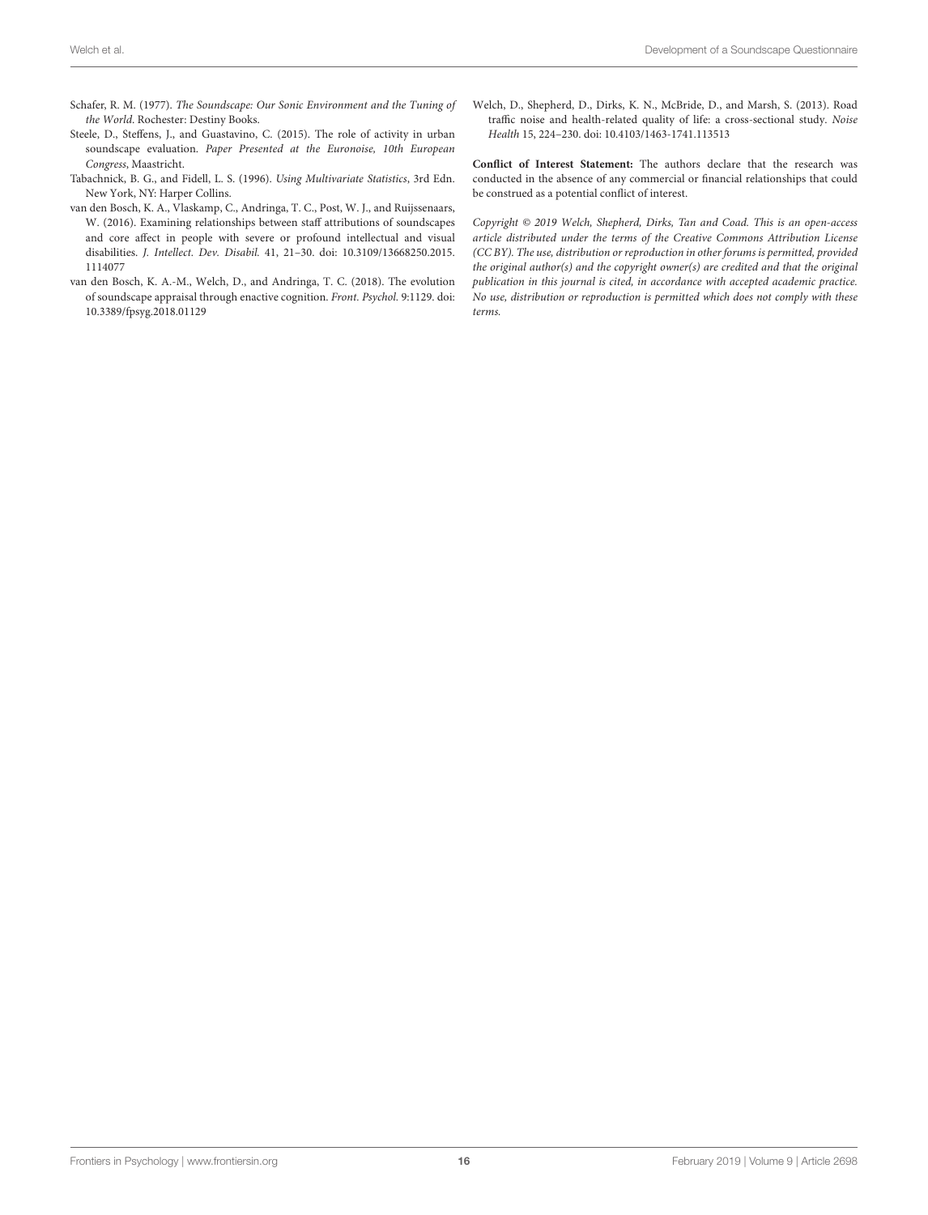Schafer, R. M. (1977). *The Soundscape: Our Sonic Environment and the Tuning of the World*. Rochester: Destiny Books.

Steele, D., Steffens, J., and Guastavino, C. (2015). The role of activity in urban soundscape evaluation. *Paper Presented at the Euronoise, 10th European Congress*, Maastricht.

Tabachnick, B. G., and Fidell, L. S. (1996). *Using Multivariate Statistics*, 3rd Edn. New York, NY: Harper Collins.

van den Bosch, K. A., Vlaskamp, C., Andringa, T. C., Post, W. J., and Ruijssenaars, W. (2016). Examining relationships between staff attributions of soundscapes and core affect in people with severe or profound intellectual and visual disabilities. *J. Intellect. Dev. Disabil.* 41, 21–30. doi: 10.3109/13668250.2015.1114077

van den Bosch, K. A.-M., Welch, D., and Andringa, T. C. (2018). The evolution of soundscape appraisal through enactive cognition. *Front. Psychol.* 9:1129. doi: 10.3389/fpsyg.2018.01129

Welch, D., Shepherd, D., Dirks, K. N., McBride, D., and Marsh, S. (2013). Road traffic noise and health-related quality of life: a cross-sectional study. *Noise Health* 15, 224–230. doi: 10.4103/1463-1741.113513

**Conflict of Interest Statement:** The authors declare that the research was conducted in the absence of any commercial or financial relationships that could be construed as a potential conflict of interest.

*Copyright © 2019 Welch, Shepherd, Dirks, Tan and Coad. This is an open-access article distributed under the terms of the Creative Commons Attribution License (CC BY). The use, distribution or reproduction in other forums is permitted, provided the original author(s) and the copyright owner(s) are credited and that the original publication in this journal is cited, in accordance with accepted academic practice. No use, distribution or reproduction is permitted which does not comply with these terms.*